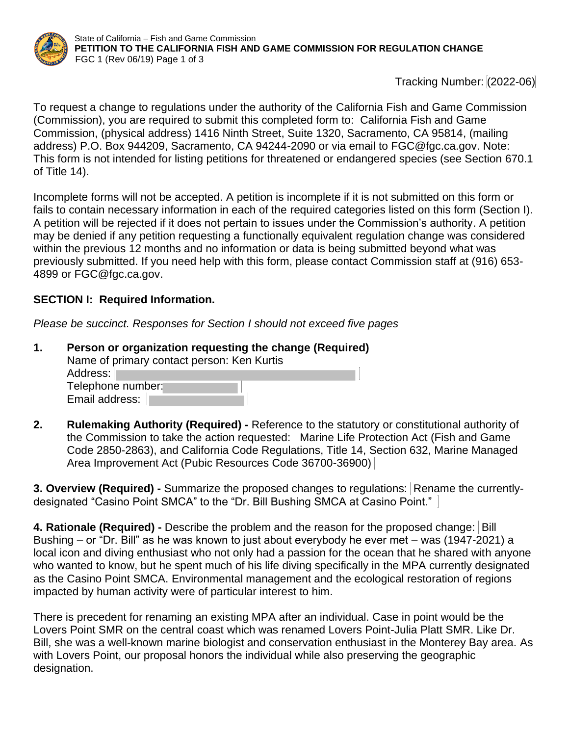State of California – Fish and Game Commission
**PETITION TO THE CALIFORNIA FISH AND GAME COMMISSION FOR REGULATION CHANGE**
FGC 1 (Rev 06/19) Page 1 of 3

Tracking Number: (2022-06)

To request a change to regulations under the authority of the California Fish and Game Commission (Commission), you are required to submit this completed form to: California Fish and Game Commission, (physical address) 1416 Ninth Street, Suite 1320, Sacramento, CA 95814, (mailing address) P.O. Box 944209, Sacramento, CA 94244-2090 or via email to FGC@fgc.ca.gov. Note: This form is not intended for listing petitions for threatened or endangered species (see Section 670.1 of Title 14).

Incomplete forms will not be accepted. A petition is incomplete if it is not submitted on this form or fails to contain necessary information in each of the required categories listed on this form (Section I). A petition will be rejected if it does not pertain to issues under the Commission's authority. A petition may be denied if any petition requesting a functionally equivalent regulation change was considered within the previous 12 months and no information or data is being submitted beyond what was previously submitted. If you need help with this form, please contact Commission staff at (916) 653-4899 or FGC@fgc.ca.gov.

## SECTION I: Required Information.

*Please be succinct. Responses for Section I should not exceed five pages*

1. **Person or organization requesting the change (Required)**
   Name of primary contact person: Ken Kurtis
   Address:
   Telephone number:
   Email address:

2. **Rulemaking Authority (Required) -** Reference to the statutory or constitutional authority of the Commission to take the action requested: Marine Life Protection Act (Fish and Game Code 2850-2863), and California Code Regulations, Title 14, Section 632, Marine Managed Area Improvement Act (Pubic Resources Code 36700-36900)

**3. Overview (Required) -** Summarize the proposed changes to regulations: Rename the currently-designated "Casino Point SMCA" to the "Dr. Bill Bushing SMCA at Casino Point."

**4. Rationale (Required) -** Describe the problem and the reason for the proposed change: Bill Bushing – or "Dr. Bill" as he was known to just about everybody he ever met – was (1947-2021) a local icon and diving enthusiast who not only had a passion for the ocean that he shared with anyone who wanted to know, but he spent much of his life diving specifically in the MPA currently designated as the Casino Point SMCA. Environmental management and the ecological restoration of regions impacted by human activity were of particular interest to him.

There is precedent for renaming an existing MPA after an individual. Case in point would be the Lovers Point SMR on the central coast which was renamed Lovers Point-Julia Platt SMR. Like Dr. Bill, she was a well-known marine biologist and conservation enthusiast in the Monterey Bay area. As with Lovers Point, our proposal honors the individual while also preserving the geographic designation.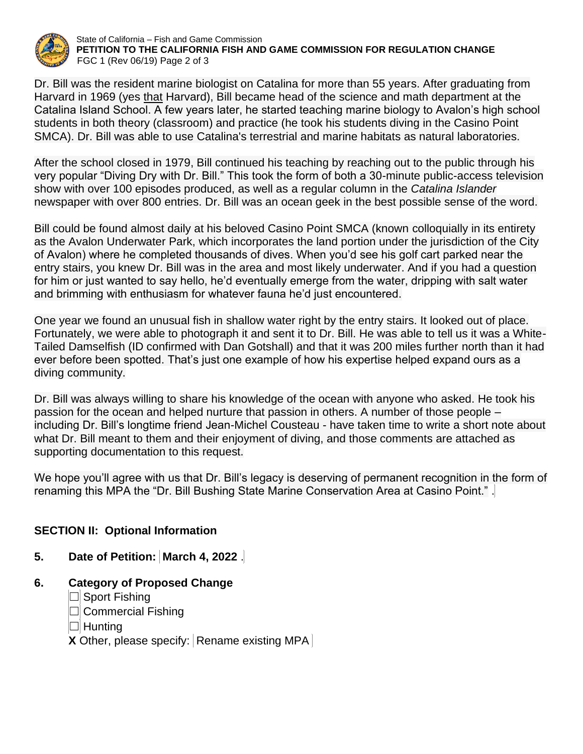Dr. Bill was the resident marine biologist on Catalina for more than 55 years. After graduating from Harvard in 1969 (yes that Harvard), Bill became head of the science and math department at the Catalina Island School. A few years later, he started teaching marine biology to Avalon's high school students in both theory (classroom) and practice (he took his students diving in the Casino Point SMCA). Dr. Bill was able to use Catalina's terrestrial and marine habitats as natural laboratories.

After the school closed in 1979, Bill continued his teaching by reaching out to the public through his very popular "Diving Dry with Dr. Bill." This took the form of both a 30-minute public-access television show with over 100 episodes produced, as well as a regular column in the *Catalina Islander* newspaper with over 800 entries. Dr. Bill was an ocean geek in the best possible sense of the word.

Bill could be found almost daily at his beloved Casino Point SMCA (known colloquially in its entirety as the Avalon Underwater Park, which incorporates the land portion under the jurisdiction of the City of Avalon) where he completed thousands of dives. When you'd see his golf cart parked near the entry stairs, you knew Dr. Bill was in the area and most likely underwater. And if you had a question for him or just wanted to say hello, he'd eventually emerge from the water, dripping with salt water and brimming with enthusiasm for whatever fauna he'd just encountered.

One year we found an unusual fish in shallow water right by the entry stairs. It looked out of place. Fortunately, we were able to photograph it and sent it to Dr. Bill. He was able to tell us it was a White-Tailed Damselfish (ID confirmed with Dan Gotshall) and that it was 200 miles further north than it had ever before been spotted. That's just one example of how his expertise helped expand ours as a diving community.

Dr. Bill was always willing to share his knowledge of the ocean with anyone who asked. He took his passion for the ocean and helped nurture that passion in others. A number of those people – including Dr. Bill's longtime friend Jean-Michel Cousteau - have taken time to write a short note about what Dr. Bill meant to them and their enjoyment of diving, and those comments are attached as supporting documentation to this request.

We hope you'll agree with us that Dr. Bill's legacy is deserving of permanent recognition in the form of renaming this MPA the "Dr. Bill Bushing State Marine Conservation Area at Casino Point." .

## SECTION II: Optional Information

**5. Date of Petition:** **March 4, 2022** .

**6. Category of Proposed Change**

- ☐ Sport Fishing
- ☐ Commercial Fishing
- ☐ Hunting
- **X** Other, please specify: Rename existing MPA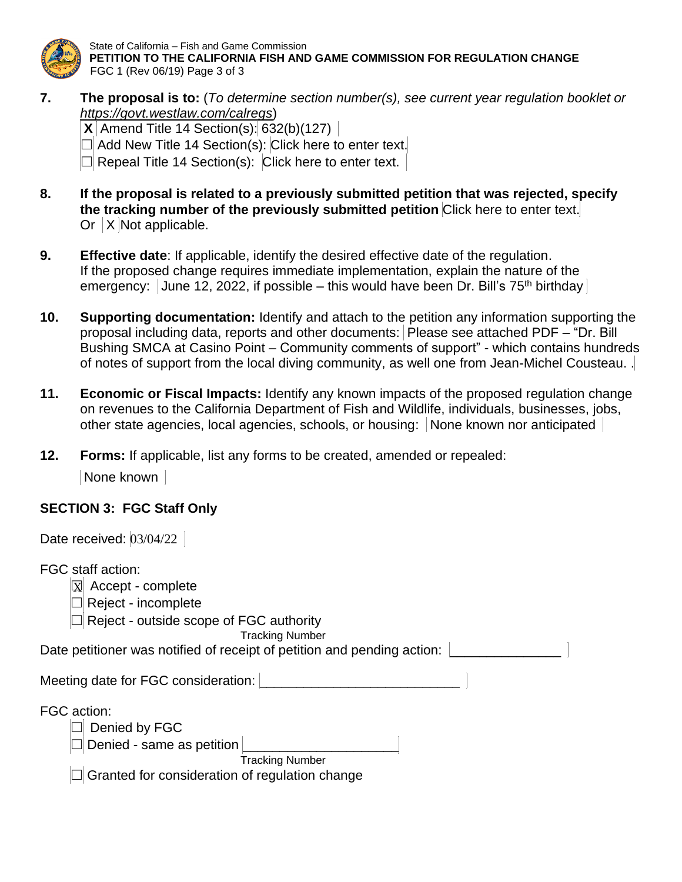7. **The proposal is to:** (*To determine section number(s), see current year regulation booklet or https://govt.westlaw.com/calregs*)

   **X** Amend Title 14 Section(s): 632(b)(127)

   ☐ Add New Title 14 Section(s): Click here to enter text.

   ☐ Repeal Title 14 Section(s): Click here to enter text.

8. **If the proposal is related to a previously submitted petition that was rejected, specify the tracking number of the previously submitted petition** Click here to enter text.
   Or X Not applicable.

9. **Effective date**: If applicable, identify the desired effective date of the regulation. If the proposed change requires immediate implementation, explain the nature of the emergency: June 12, 2022, if possible – this would have been Dr. Bill's 75th birthday

10. **Supporting documentation:** Identify and attach to the petition any information supporting the proposal including data, reports and other documents: Please see attached PDF – "Dr. Bill Bushing SMCA at Casino Point – Community comments of support" - which contains hundreds of notes of support from the local diving community, as well one from Jean-Michel Cousteau. .

11. **Economic or Fiscal Impacts:** Identify any known impacts of the proposed regulation change on revenues to the California Department of Fish and Wildlife, individuals, businesses, jobs, other state agencies, local agencies, schools, or housing: None known nor anticipated

12. **Forms:** If applicable, list any forms to be created, amended or repealed:

    None known

## SECTION 3: FGC Staff Only

Date received: 03/04/22

FGC staff action:

- ☒ Accept - complete
- ☐ Reject - incomplete
- ☐ Reject - outside scope of FGC authority

Tracking Number

Date petitioner was notified of receipt of petition and pending action: _______________

Meeting date for FGC consideration: ___________________________

FGC action:

- ☐ Denied by FGC
- ☐ Denied - same as petition _____________________
  Tracking Number
- ☐ Granted for consideration of regulation change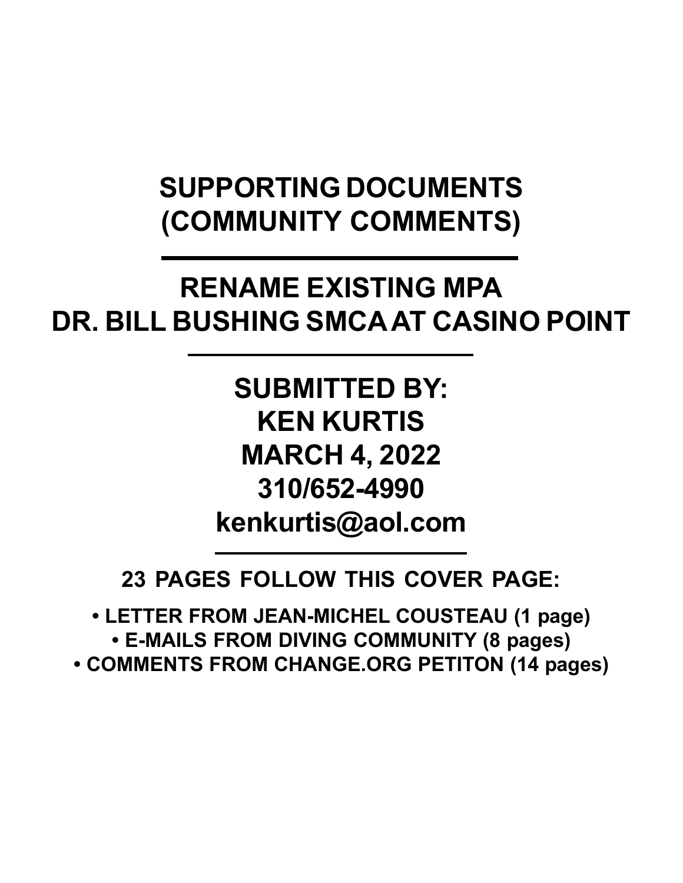# SUPPORTING DOCUMENTS (COMMUNITY COMMENTS)

---

# RENAME EXISTING MPA DR. BILL BUSHING SMCA AT CASINO POINT

---

## SUBMITTED BY:
## KEN KURTIS
## MARCH 4, 2022
## 310/652-4990
## kenkurtis@aol.com

---

**23 PAGES FOLLOW THIS COVER PAGE:**

- **LETTER FROM JEAN-MICHEL COUSTEAU (1 page)**
- **E-MAILS FROM DIVING COMMUNITY (8 pages)**
- **COMMENTS FROM CHANGE.ORG PETITON (14 pages)**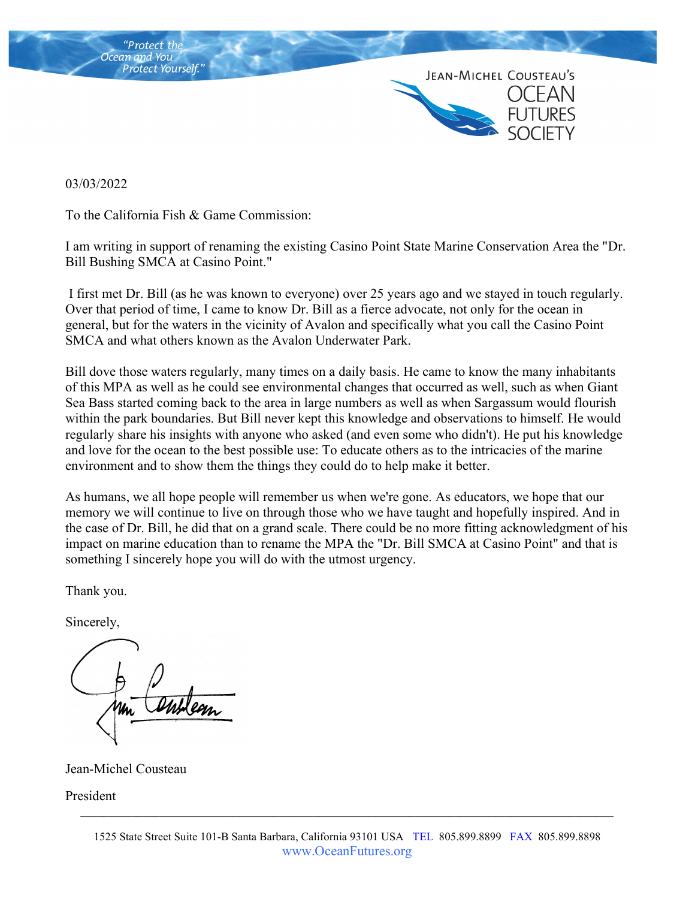"Protect the Ocean and You Protect Yourself."

JEAN-MICHEL COUSTEAU'S OCEAN FUTURES SOCIETY

03/03/2022

To the California Fish & Game Commission:

I am writing in support of renaming the existing Casino Point State Marine Conservation Area the "Dr. Bill Bushing SMCA at Casino Point."

I first met Dr. Bill (as he was known to everyone) over 25 years ago and we stayed in touch regularly. Over that period of time, I came to know Dr. Bill as a fierce advocate, not only for the ocean in general, but for the waters in the vicinity of Avalon and specifically what you call the Casino Point SMCA and what others known as the Avalon Underwater Park.

Bill dove those waters regularly, many times on a daily basis. He came to know the many inhabitants of this MPA as well as he could see environmental changes that occurred as well, such as when Giant Sea Bass started coming back to the area in large numbers as well as when Sargassum would flourish within the park boundaries. But Bill never kept this knowledge and observations to himself. He would regularly share his insights with anyone who asked (and even some who didn't). He put his knowledge and love for the ocean to the best possible use: To educate others as to the intricacies of the marine environment and to show them the things they could do to help make it better.

As humans, we all hope people will remember us when we're gone. As educators, we hope that our memory we will continue to live on through those who we have taught and hopefully inspired. And in the case of Dr. Bill, he did that on a grand scale. There could be no more fitting acknowledgment of his impact on marine education than to rename the MPA the "Dr. Bill SMCA at Casino Point" and that is something I sincerely hope you will do with the utmost urgency.

Thank you.

Sincerely,

Jean-Michel Cousteau

President

1525 State Street Suite 101-B Santa Barbara, California 93101 USA TEL 805.899.8899 FAX 805.899.8898
www.OceanFutures.org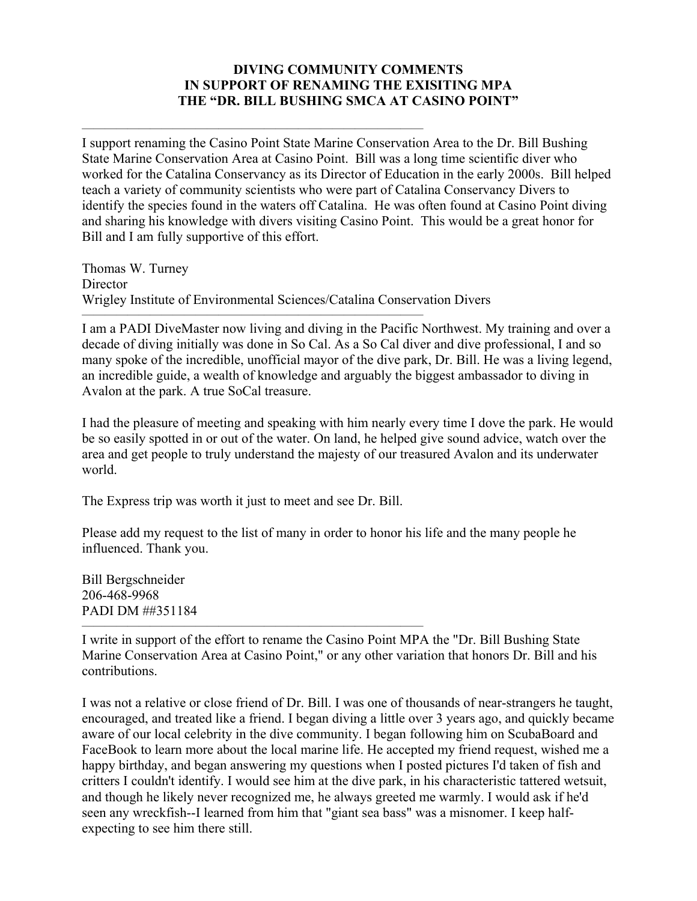**DIVING COMMUNITY COMMENTS**
**IN SUPPORT OF RENAMING THE EXISITING MPA**
**THE "DR. BILL BUSHING SMCA AT CASINO POINT"**

---

I support renaming the Casino Point State Marine Conservation Area to the Dr. Bill Bushing State Marine Conservation Area at Casino Point. Bill was a long time scientific diver who worked for the Catalina Conservancy as its Director of Education in the early 2000s. Bill helped teach a variety of community scientists who were part of Catalina Conservancy Divers to identify the species found in the waters off Catalina. He was often found at Casino Point diving and sharing his knowledge with divers visiting Casino Point. This would be a great honor for Bill and I am fully supportive of this effort.

Thomas W. Turney
Director
Wrigley Institute of Environmental Sciences/Catalina Conservation Divers

---

I am a PADI DiveMaster now living and diving in the Pacific Northwest. My training and over a decade of diving initially was done in So Cal. As a So Cal diver and dive professional, I and so many spoke of the incredible, unofficial mayor of the dive park, Dr. Bill. He was a living legend, an incredible guide, a wealth of knowledge and arguably the biggest ambassador to diving in Avalon at the park. A true SoCal treasure.

I had the pleasure of meeting and speaking with him nearly every time I dove the park. He would be so easily spotted in or out of the water. On land, he helped give sound advice, watch over the area and get people to truly understand the majesty of our treasured Avalon and its underwater world.

The Express trip was worth it just to meet and see Dr. Bill.

Please add my request to the list of many in order to honor his life and the many people he influenced. Thank you.

Bill Bergschneider
206-468-9968
PADI DM ##351184

---

I write in support of the effort to rename the Casino Point MPA the "Dr. Bill Bushing State Marine Conservation Area at Casino Point," or any other variation that honors Dr. Bill and his contributions.

I was not a relative or close friend of Dr. Bill. I was one of thousands of near-strangers he taught, encouraged, and treated like a friend. I began diving a little over 3 years ago, and quickly became aware of our local celebrity in the dive community. I began following him on ScubaBoard and FaceBook to learn more about the local marine life. He accepted my friend request, wished me a happy birthday, and began answering my questions when I posted pictures I'd taken of fish and critters I couldn't identify. I would see him at the dive park, in his characteristic tattered wetsuit, and though he likely never recognized me, he always greeted me warmly. I would ask if he'd seen any wreckfish--I learned from him that "giant sea bass" was a misnomer. I keep half-expecting to see him there still.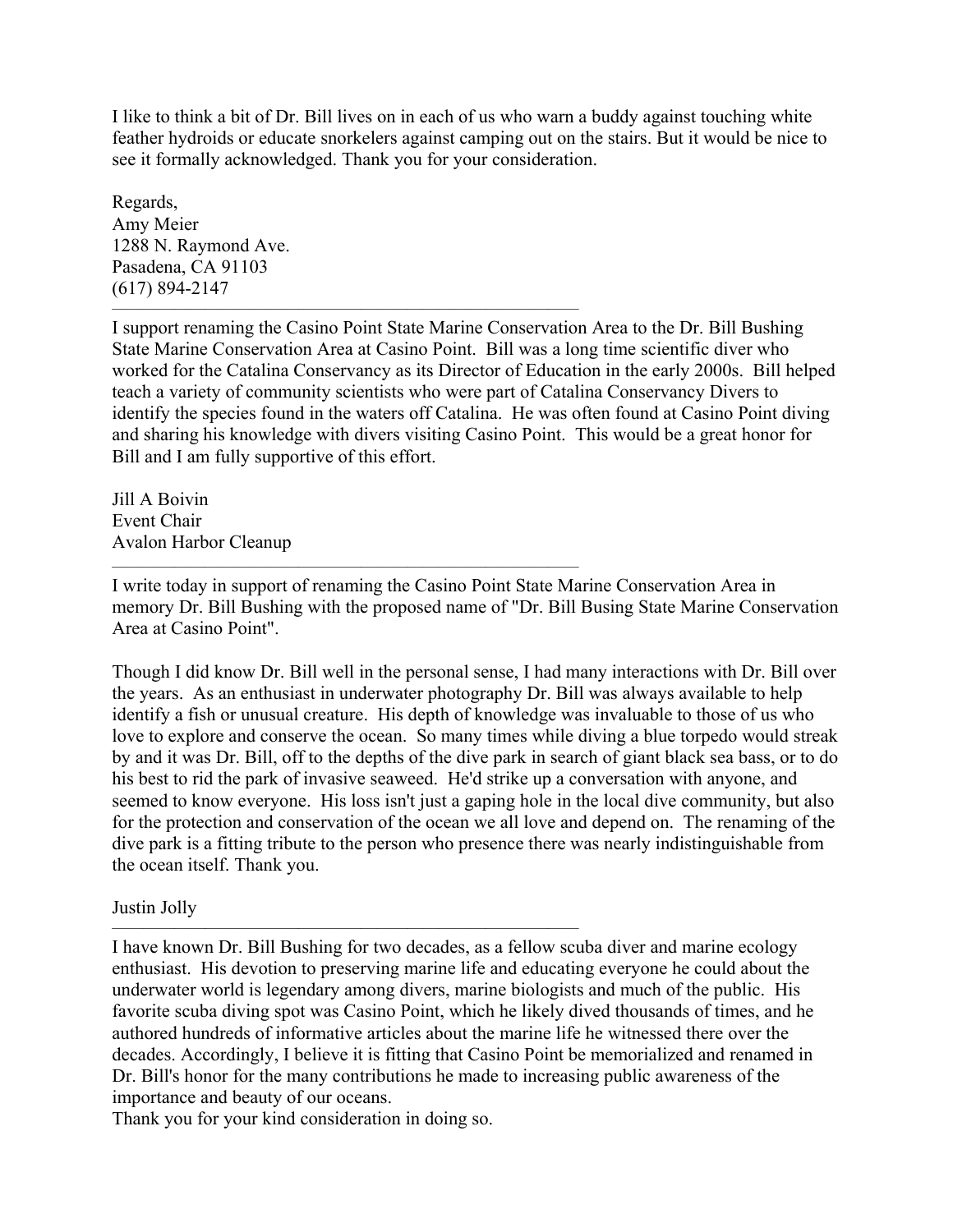I like to think a bit of Dr. Bill lives on in each of us who warn a buddy against touching white feather hydroids or educate snorkelers against camping out on the stairs. But it would be nice to see it formally acknowledged. Thank you for your consideration.

Regards,
Amy Meier
1288 N. Raymond Ave.
Pasadena, CA 91103
(617) 894-2147

---

I support renaming the Casino Point State Marine Conservation Area to the Dr. Bill Bushing State Marine Conservation Area at Casino Point. Bill was a long time scientific diver who worked for the Catalina Conservancy as its Director of Education in the early 2000s. Bill helped teach a variety of community scientists who were part of Catalina Conservancy Divers to identify the species found in the waters off Catalina. He was often found at Casino Point diving and sharing his knowledge with divers visiting Casino Point. This would be a great honor for Bill and I am fully supportive of this effort.

Jill A Boivin
Event Chair
Avalon Harbor Cleanup

---

I write today in support of renaming the Casino Point State Marine Conservation Area in memory Dr. Bill Bushing with the proposed name of "Dr. Bill Busing State Marine Conservation Area at Casino Point".

Though I did know Dr. Bill well in the personal sense, I had many interactions with Dr. Bill over the years. As an enthusiast in underwater photography Dr. Bill was always available to help identify a fish or unusual creature. His depth of knowledge was invaluable to those of us who love to explore and conserve the ocean. So many times while diving a blue torpedo would streak by and it was Dr. Bill, off to the depths of the dive park in search of giant black sea bass, or to do his best to rid the park of invasive seaweed. He'd strike up a conversation with anyone, and seemed to know everyone. His loss isn't just a gaping hole in the local dive community, but also for the protection and conservation of the ocean we all love and depend on. The renaming of the dive park is a fitting tribute to the person who presence there was nearly indistinguishable from the ocean itself. Thank you.

Justin Jolly

---

I have known Dr. Bill Bushing for two decades, as a fellow scuba diver and marine ecology enthusiast. His devotion to preserving marine life and educating everyone he could about the underwater world is legendary among divers, marine biologists and much of the public. His favorite scuba diving spot was Casino Point, which he likely dived thousands of times, and he authored hundreds of informative articles about the marine life he witnessed there over the decades. Accordingly, I believe it is fitting that Casino Point be memorialized and renamed in Dr. Bill's honor for the many contributions he made to increasing public awareness of the importance and beauty of our oceans.
Thank you for your kind consideration in doing so.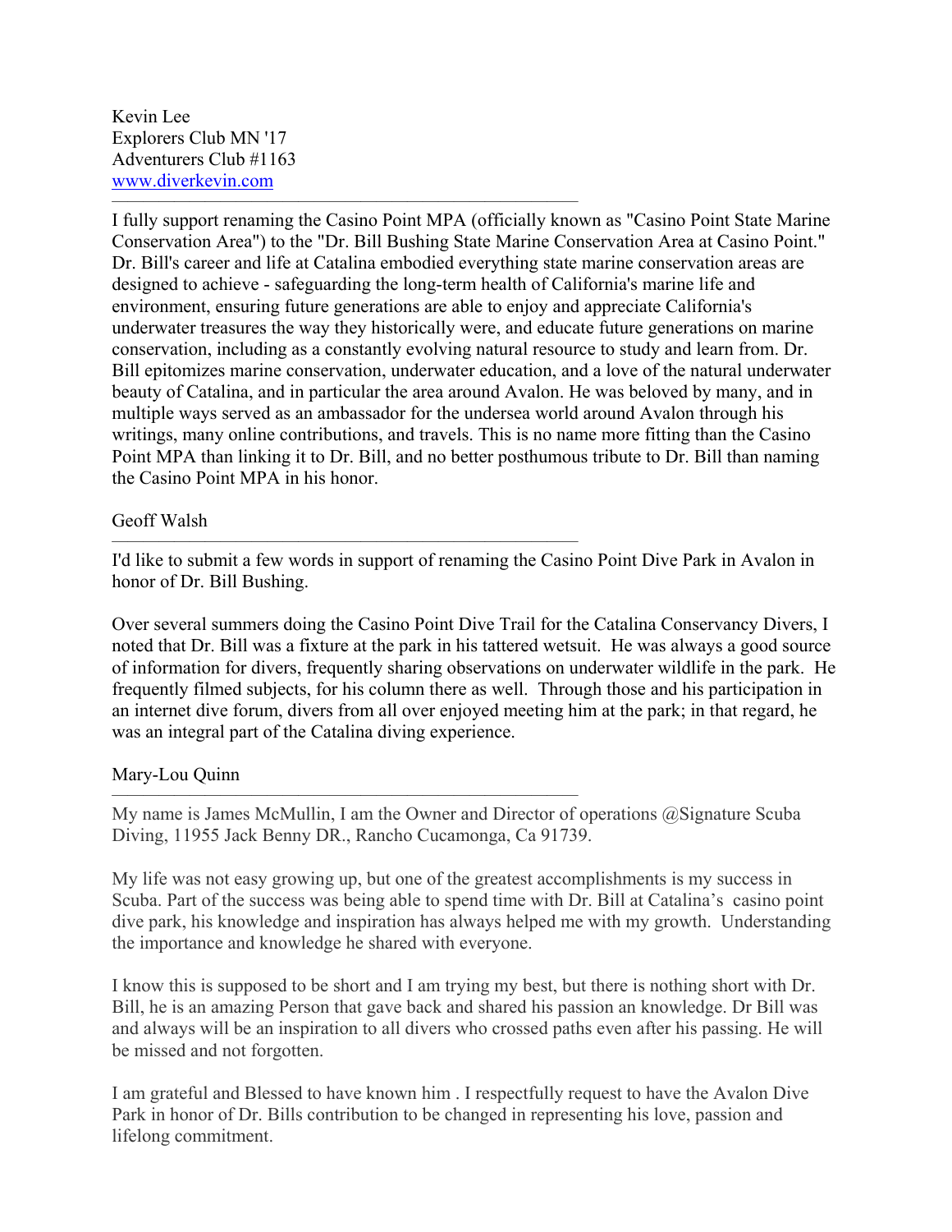Kevin Lee
Explorers Club MN '17
Adventurers Club #1163
www.diverkevin.com

---

I fully support renaming the Casino Point MPA (officially known as "Casino Point State Marine Conservation Area") to the "Dr. Bill Bushing State Marine Conservation Area at Casino Point." Dr. Bill's career and life at Catalina embodied everything state marine conservation areas are designed to achieve - safeguarding the long-term health of California's marine life and environment, ensuring future generations are able to enjoy and appreciate California's underwater treasures the way they historically were, and educate future generations on marine conservation, including as a constantly evolving natural resource to study and learn from. Dr. Bill epitomizes marine conservation, underwater education, and a love of the natural underwater beauty of Catalina, and in particular the area around Avalon. He was beloved by many, and in multiple ways served as an ambassador for the undersea world around Avalon through his writings, many online contributions, and travels. This is no name more fitting than the Casino Point MPA than linking it to Dr. Bill, and no better posthumous tribute to Dr. Bill than naming the Casino Point MPA in his honor.

Geoff Walsh

---

I'd like to submit a few words in support of renaming the Casino Point Dive Park in Avalon in honor of Dr. Bill Bushing.

Over several summers doing the Casino Point Dive Trail for the Catalina Conservancy Divers, I noted that Dr. Bill was a fixture at the park in his tattered wetsuit. He was always a good source of information for divers, frequently sharing observations on underwater wildlife in the park. He frequently filmed subjects, for his column there as well. Through those and his participation in an internet dive forum, divers from all over enjoyed meeting him at the park; in that regard, he was an integral part of the Catalina diving experience.

Mary-Lou Quinn

---

My name is James McMullin, I am the Owner and Director of operations @Signature Scuba Diving, 11955 Jack Benny DR., Rancho Cucamonga, Ca 91739.

My life was not easy growing up, but one of the greatest accomplishments is my success in Scuba. Part of the success was being able to spend time with Dr. Bill at Catalina's casino point dive park, his knowledge and inspiration has always helped me with my growth. Understanding the importance and knowledge he shared with everyone.

I know this is supposed to be short and I am trying my best, but there is nothing short with Dr. Bill, he is an amazing Person that gave back and shared his passion an knowledge. Dr Bill was and always will be an inspiration to all divers who crossed paths even after his passing. He will be missed and not forgotten.

I am grateful and Blessed to have known him . I respectfully request to have the Avalon Dive Park in honor of Dr. Bills contribution to be changed in representing his love, passion and lifelong commitment.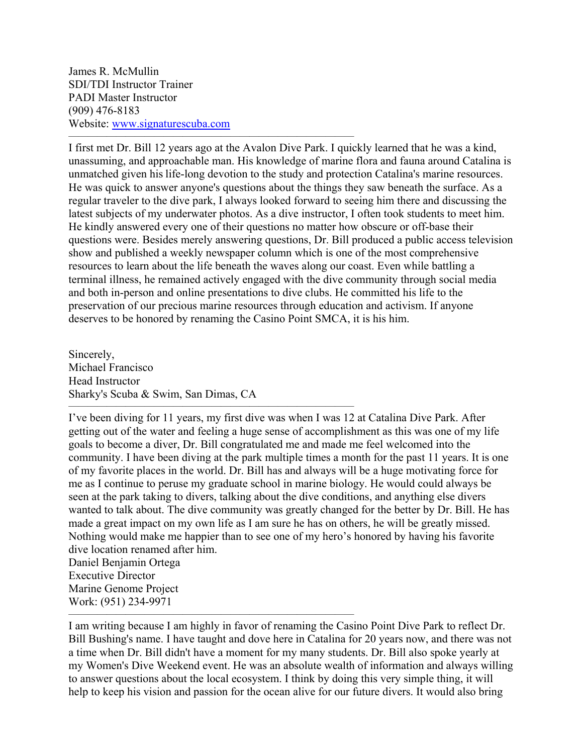James R. McMullin
SDI/TDI Instructor Trainer
PADI Master Instructor
(909) 476-8183
Website: [www.signaturescuba.com](http://www.signaturescuba.com)

---

I first met Dr. Bill 12 years ago at the Avalon Dive Park. I quickly learned that he was a kind, unassuming, and approachable man. His knowledge of marine flora and fauna around Catalina is unmatched given his life-long devotion to the study and protection Catalina's marine resources. He was quick to answer anyone's questions about the things they saw beneath the surface. As a regular traveler to the dive park, I always looked forward to seeing him there and discussing the latest subjects of my underwater photos. As a dive instructor, I often took students to meet him. He kindly answered every one of their questions no matter how obscure or off-base their questions were. Besides merely answering questions, Dr. Bill produced a public access television show and published a weekly newspaper column which is one of the most comprehensive resources to learn about the life beneath the waves along our coast. Even while battling a terminal illness, he remained actively engaged with the dive community through social media and both in-person and online presentations to dive clubs. He committed his life to the preservation of our precious marine resources through education and activism. If anyone deserves to be honored by renaming the Casino Point SMCA, it is his him.

Sincerely,
Michael Francisco
Head Instructor
Sharky's Scuba & Swim, San Dimas, CA

---

I've been diving for 11 years, my first dive was when I was 12 at Catalina Dive Park. After getting out of the water and feeling a huge sense of accomplishment as this was one of my life goals to become a diver, Dr. Bill congratulated me and made me feel welcomed into the community. I have been diving at the park multiple times a month for the past 11 years. It is one of my favorite places in the world. Dr. Bill has and always will be a huge motivating force for me as I continue to peruse my graduate school in marine biology. He would could always be seen at the park taking to divers, talking about the dive conditions, and anything else divers wanted to talk about. The dive community was greatly changed for the better by Dr. Bill. He has made a great impact on my own life as I am sure he has on others, he will be greatly missed. Nothing would make me happier than to see one of my hero's honored by having his favorite dive location renamed after him.
Daniel Benjamin Ortega
Executive Director
Marine Genome Project
Work: (951) 234-9971

---

I am writing because I am highly in favor of renaming the Casino Point Dive Park to reflect Dr. Bill Bushing's name. I have taught and dove here in Catalina for 20 years now, and there was not a time when Dr. Bill didn't have a moment for my many students. Dr. Bill also spoke yearly at my Women's Dive Weekend event. He was an absolute wealth of information and always willing to answer questions about the local ecosystem. I think by doing this very simple thing, it will help to keep his vision and passion for the ocean alive for our future divers. It would also bring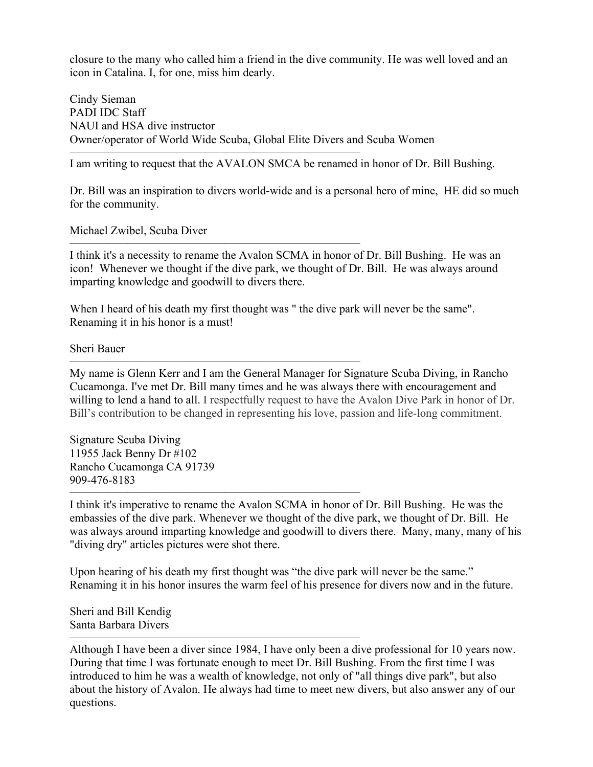closure to the many who called him a friend in the dive community. He was well loved and an icon in Catalina. I, for one, miss him dearly.

Cindy Sieman
PADI IDC Staff
NAUI and HSA dive instructor
Owner/operator of World Wide Scuba, Global Elite Divers and Scuba Women

---

I am writing to request that the AVALON SMCA be renamed in honor of Dr. Bill Bushing.

Dr. Bill was an inspiration to divers world-wide and is a personal hero of mine,  HE did so much for the community.

Michael Zwibel, Scuba Diver

---

I think it's a necessity to rename the Avalon SCMA in honor of Dr. Bill Bushing.  He was an icon!  Whenever we thought if the dive park, we thought of Dr. Bill.  He was always around imparting knowledge and goodwill to divers there.

When I heard of his death my first thought was " the dive park will never be the same". Renaming it in his honor is a must!

Sheri Bauer

---

My name is Glenn Kerr and I am the General Manager for Signature Scuba Diving, in Rancho Cucamonga. I've met Dr. Bill many times and he was always there with encouragement and willing to lend a hand to all. I respectfully request to have the Avalon Dive Park in honor of Dr. Bill's contribution to be changed in representing his love, passion and life-long commitment.

Signature Scuba Diving
11955 Jack Benny Dr #102
Rancho Cucamonga CA 91739
909-476-8183

---

I think it's imperative to rename the Avalon SCMA in honor of Dr. Bill Bushing.  He was the embassies of the dive park. Whenever we thought of the dive park, we thought of Dr. Bill.  He was always around imparting knowledge and goodwill to divers there.  Many, many, many of his "diving dry" articles pictures were shot there.

Upon hearing of his death my first thought was "the dive park will never be the same." Renaming it in his honor insures the warm feel of his presence for divers now and in the future.

Sheri and Bill Kendig
Santa Barbara Divers

---

Although I have been a diver since 1984, I have only been a dive professional for 10 years now. During that time I was fortunate enough to meet Dr. Bill Bushing. From the first time I was introduced to him he was a wealth of knowledge, not only of "all things dive park", but also about the history of Avalon. He always had time to meet new divers, but also answer any of our questions.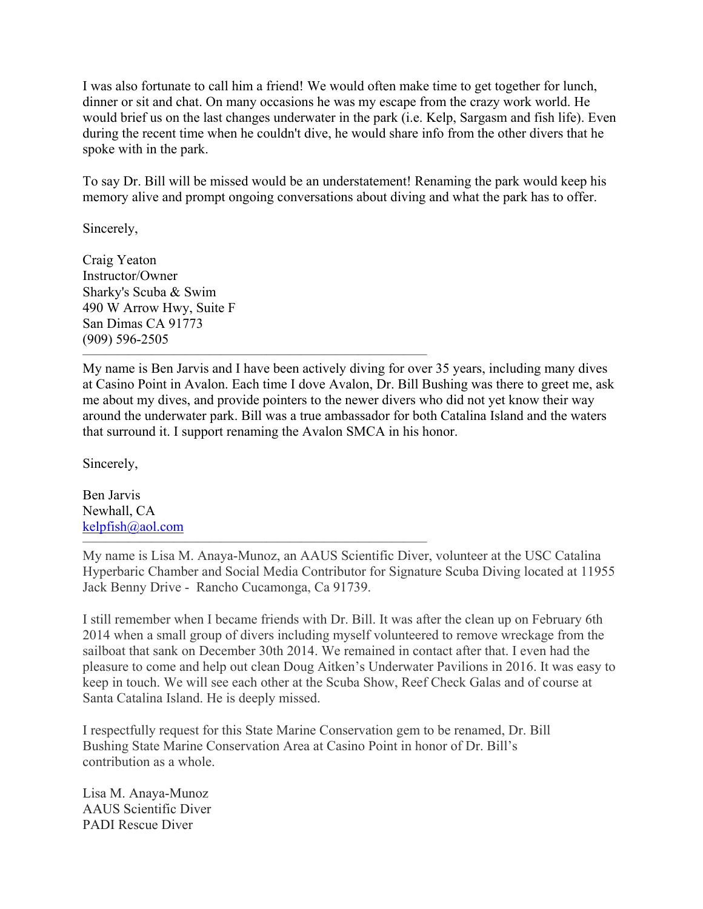I was also fortunate to call him a friend! We would often make time to get together for lunch, dinner or sit and chat. On many occasions he was my escape from the crazy work world. He would brief us on the last changes underwater in the park (i.e. Kelp, Sargasm and fish life). Even during the recent time when he couldn't dive, he would share info from the other divers that he spoke with in the park.

To say Dr. Bill will be missed would be an understatement! Renaming the park would keep his memory alive and prompt ongoing conversations about diving and what the park has to offer.

Sincerely,

Craig Yeaton
Instructor/Owner
Sharky's Scuba & Swim
490 W Arrow Hwy, Suite F
San Dimas CA 91773
(909) 596-2505

---

My name is Ben Jarvis and I have been actively diving for over 35 years, including many dives at Casino Point in Avalon. Each time I dove Avalon, Dr. Bill Bushing was there to greet me, ask me about my dives, and provide pointers to the newer divers who did not yet know their way around the underwater park. Bill was a true ambassador for both Catalina Island and the waters that surround it. I support renaming the Avalon SMCA in his honor.

Sincerely,

Ben Jarvis
Newhall, CA
kelpfish@aol.com

---

My name is Lisa M. Anaya-Munoz, an AAUS Scientific Diver, volunteer at the USC Catalina Hyperbaric Chamber and Social Media Contributor for Signature Scuba Diving located at 11955 Jack Benny Drive - Rancho Cucamonga, Ca 91739.

I still remember when I became friends with Dr. Bill. It was after the clean up on February 6th 2014 when a small group of divers including myself volunteered to remove wreckage from the sailboat that sank on December 30th 2014. We remained in contact after that. I even had the pleasure to come and help out clean Doug Aitken's Underwater Pavilions in 2016. It was easy to keep in touch. We will see each other at the Scuba Show, Reef Check Galas and of course at Santa Catalina Island. He is deeply missed.

I respectfully request for this State Marine Conservation gem to be renamed, Dr. Bill Bushing State Marine Conservation Area at Casino Point in honor of Dr. Bill's contribution as a whole.

Lisa M. Anaya-Munoz
AAUS Scientific Diver
PADI Rescue Diver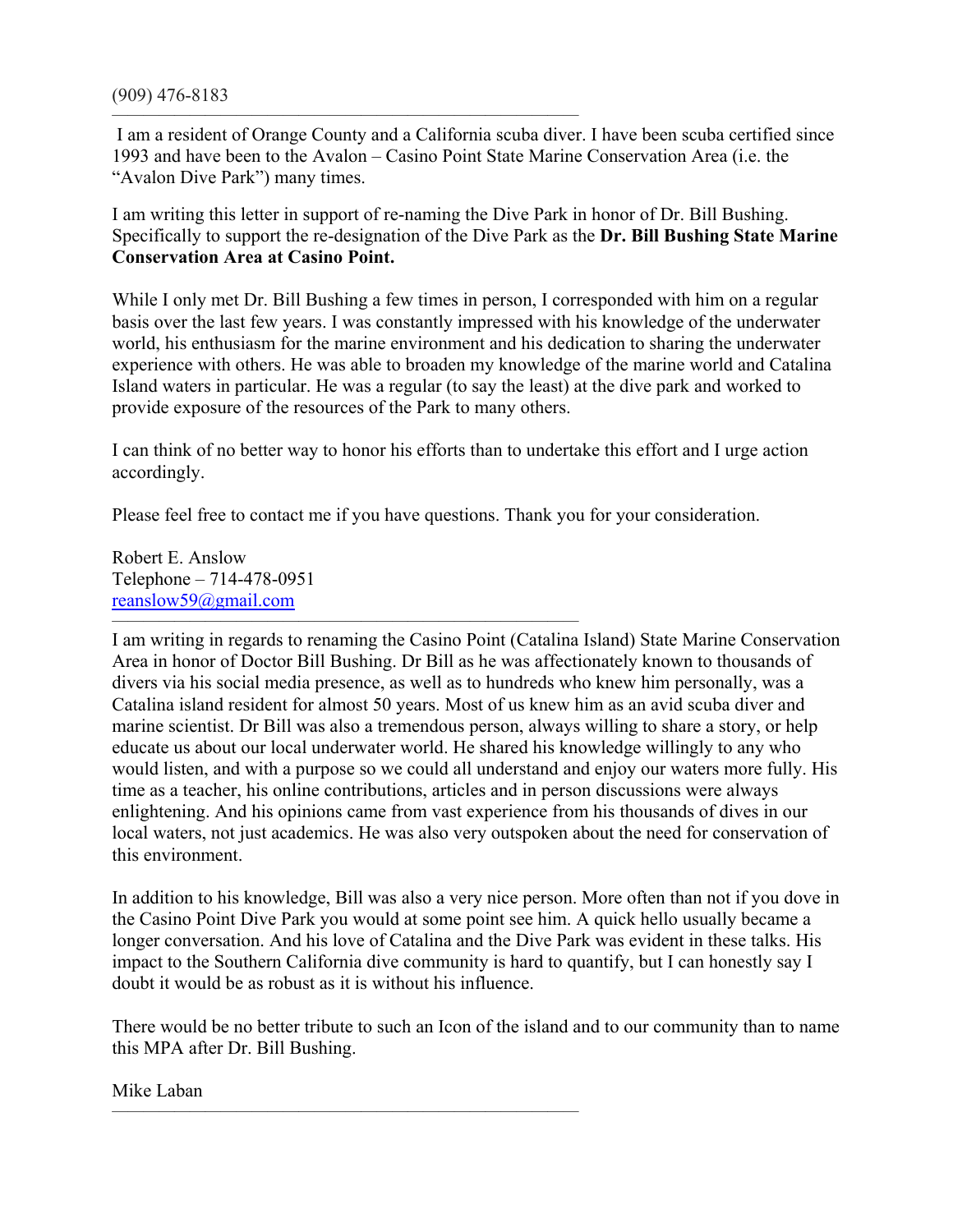(909) 476-8183

---

I am a resident of Orange County and a California scuba diver. I have been scuba certified since 1993 and have been to the Avalon – Casino Point State Marine Conservation Area (i.e. the "Avalon Dive Park") many times.

I am writing this letter in support of re-naming the Dive Park in honor of Dr. Bill Bushing. Specifically to support the re-designation of the Dive Park as the **Dr. Bill Bushing State Marine Conservation Area at Casino Point.**

While I only met Dr. Bill Bushing a few times in person, I corresponded with him on a regular basis over the last few years. I was constantly impressed with his knowledge of the underwater world, his enthusiasm for the marine environment and his dedication to sharing the underwater experience with others. He was able to broaden my knowledge of the marine world and Catalina Island waters in particular. He was a regular (to say the least) at the dive park and worked to provide exposure of the resources of the Park to many others.

I can think of no better way to honor his efforts than to undertake this effort and I urge action accordingly.

Please feel free to contact me if you have questions. Thank you for your consideration.

Robert E. Anslow
Telephone – 714-478-0951
reanslow59@gmail.com

---

I am writing in regards to renaming the Casino Point (Catalina Island) State Marine Conservation Area in honor of Doctor Bill Bushing. Dr Bill as he was affectionately known to thousands of divers via his social media presence, as well as to hundreds who knew him personally, was a Catalina island resident for almost 50 years. Most of us knew him as an avid scuba diver and marine scientist. Dr Bill was also a tremendous person, always willing to share a story, or help educate us about our local underwater world. He shared his knowledge willingly to any who would listen, and with a purpose so we could all understand and enjoy our waters more fully. His time as a teacher, his online contributions, articles and in person discussions were always enlightening. And his opinions came from vast experience from his thousands of dives in our local waters, not just academics. He was also very outspoken about the need for conservation of this environment.

In addition to his knowledge, Bill was also a very nice person. More often than not if you dove in the Casino Point Dive Park you would at some point see him. A quick hello usually became a longer conversation. And his love of Catalina and the Dive Park was evident in these talks. His impact to the Southern California dive community is hard to quantify, but I can honestly say I doubt it would be as robust as it is without his influence.

There would be no better tribute to such an Icon of the island and to our community than to name this MPA after Dr. Bill Bushing.

Mike Laban

---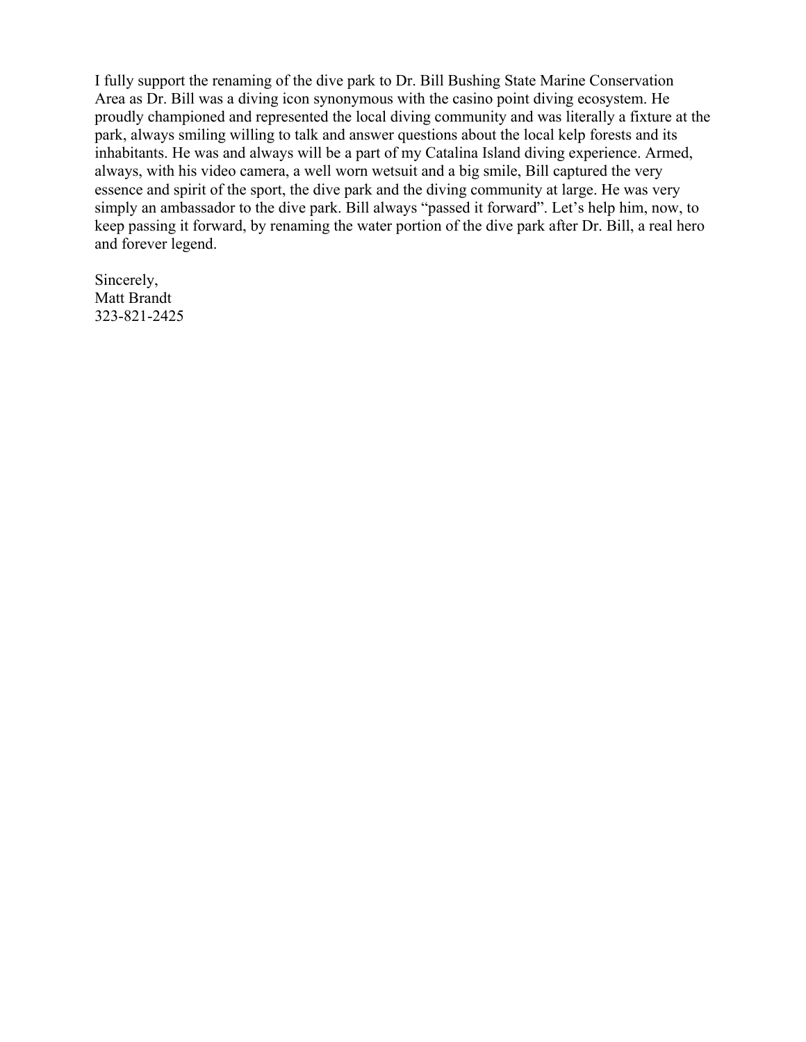I fully support the renaming of the dive park to Dr. Bill Bushing State Marine Conservation Area as Dr. Bill was a diving icon synonymous with the casino point diving ecosystem. He proudly championed and represented the local diving community and was literally a fixture at the park, always smiling willing to talk and answer questions about the local kelp forests and its inhabitants. He was and always will be a part of my Catalina Island diving experience. Armed, always, with his video camera, a well worn wetsuit and a big smile, Bill captured the very essence and spirit of the sport, the dive park and the diving community at large. He was very simply an ambassador to the dive park. Bill always “passed it forward”. Let’s help him, now, to keep passing it forward, by renaming the water portion of the dive park after Dr. Bill, a real hero and forever legend.

Sincerely,  
Matt Brandt  
323-821-2425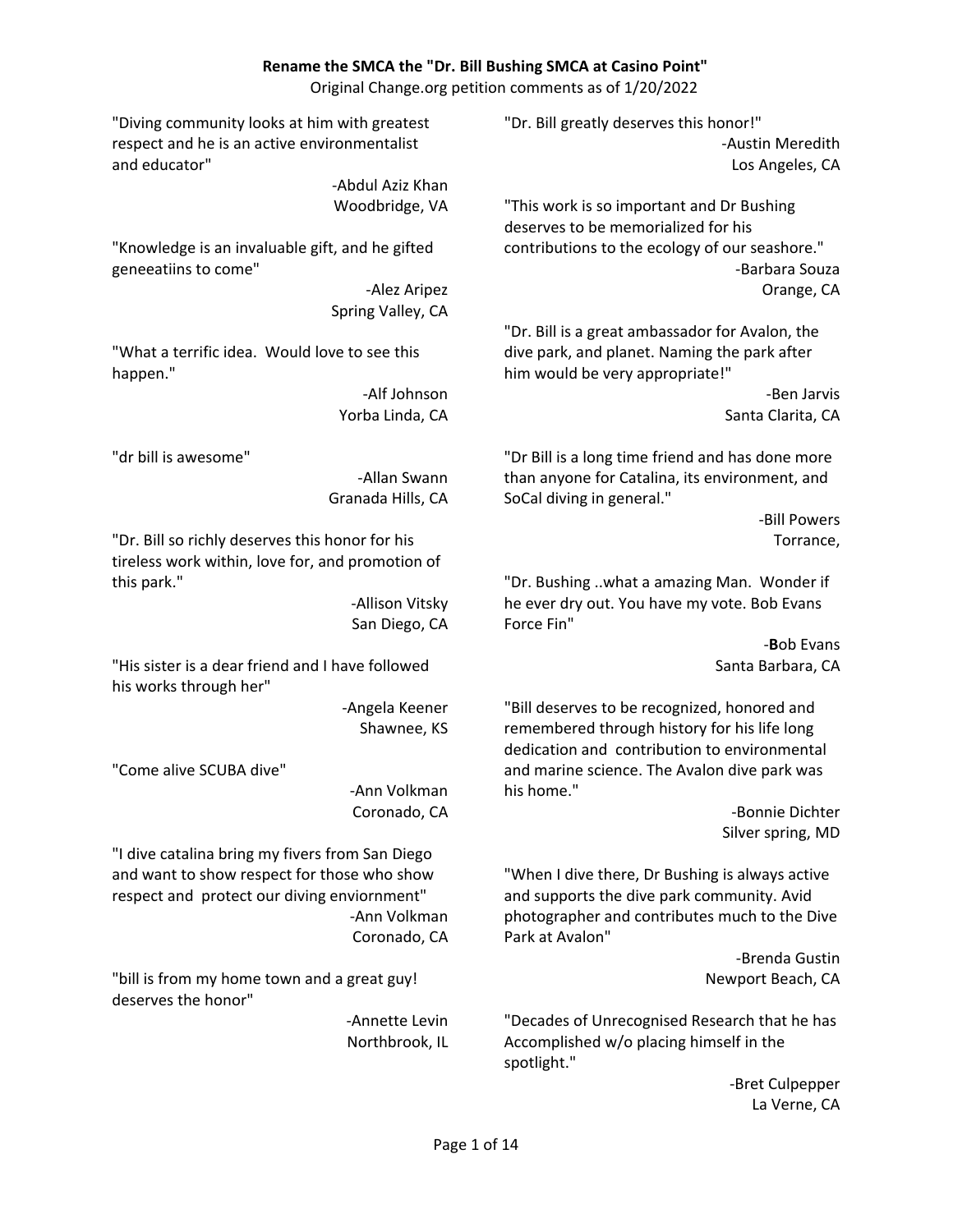**Rename the SMCA the "Dr. Bill Bushing SMCA at Casino Point"**

Original Change.org petition comments as of 1/20/2022

"Diving community looks at him with greatest respect and he is an active environmentalist and educator"

-Abdul Aziz Khan
Woodbridge, VA

"Knowledge is an invaluable gift, and he gifted geneeatiins to come"

-Alez Aripez
Spring Valley, CA

"What a terrific idea. Would love to see this happen."

-Alf Johnson
Yorba Linda, CA

"dr bill is awesome"

-Allan Swann
Granada Hills, CA

"Dr. Bill so richly deserves this honor for his tireless work within, love for, and promotion of this park."

-Allison Vitsky
San Diego, CA

"His sister is a dear friend and I have followed his works through her"

-Angela Keener
Shawnee, KS

"Come alive SCUBA dive"

-Ann Volkman
Coronado, CA

"I dive catalina bring my fivers from San Diego and want to show respect for those who show respect and protect our diving enviornment"

-Ann Volkman
Coronado, CA

"bill is from my home town and a great guy! deserves the honor"

-Annette Levin
Northbrook, IL

"Dr. Bill greatly deserves this honor!"

-Austin Meredith
Los Angeles, CA

"This work is so important and Dr Bushing deserves to be memorialized for his contributions to the ecology of our seashore."

-Barbara Souza
Orange, CA

"Dr. Bill is a great ambassador for Avalon, the dive park, and planet. Naming the park after him would be very appropriate!"

-Ben Jarvis
Santa Clarita, CA

"Dr Bill is a long time friend and has done more than anyone for Catalina, its environment, and SoCal diving in general."

-Bill Powers
Torrance,

"Dr. Bushing ..what a amazing Man. Wonder if he ever dry out. You have my vote. Bob Evans Force Fin"

-**B**ob Evans
Santa Barbara, CA

"Bill deserves to be recognized, honored and remembered through history for his life long dedication and contribution to environmental and marine science. The Avalon dive park was his home."

-Bonnie Dichter
Silver spring, MD

"When I dive there, Dr Bushing is always active and supports the dive park community. Avid photographer and contributes much to the Dive Park at Avalon"

-Brenda Gustin
Newport Beach, CA

"Decades of Unrecognised Research that he has Accomplished w/o placing himself in the spotlight."

-Bret Culpepper
La Verne, CA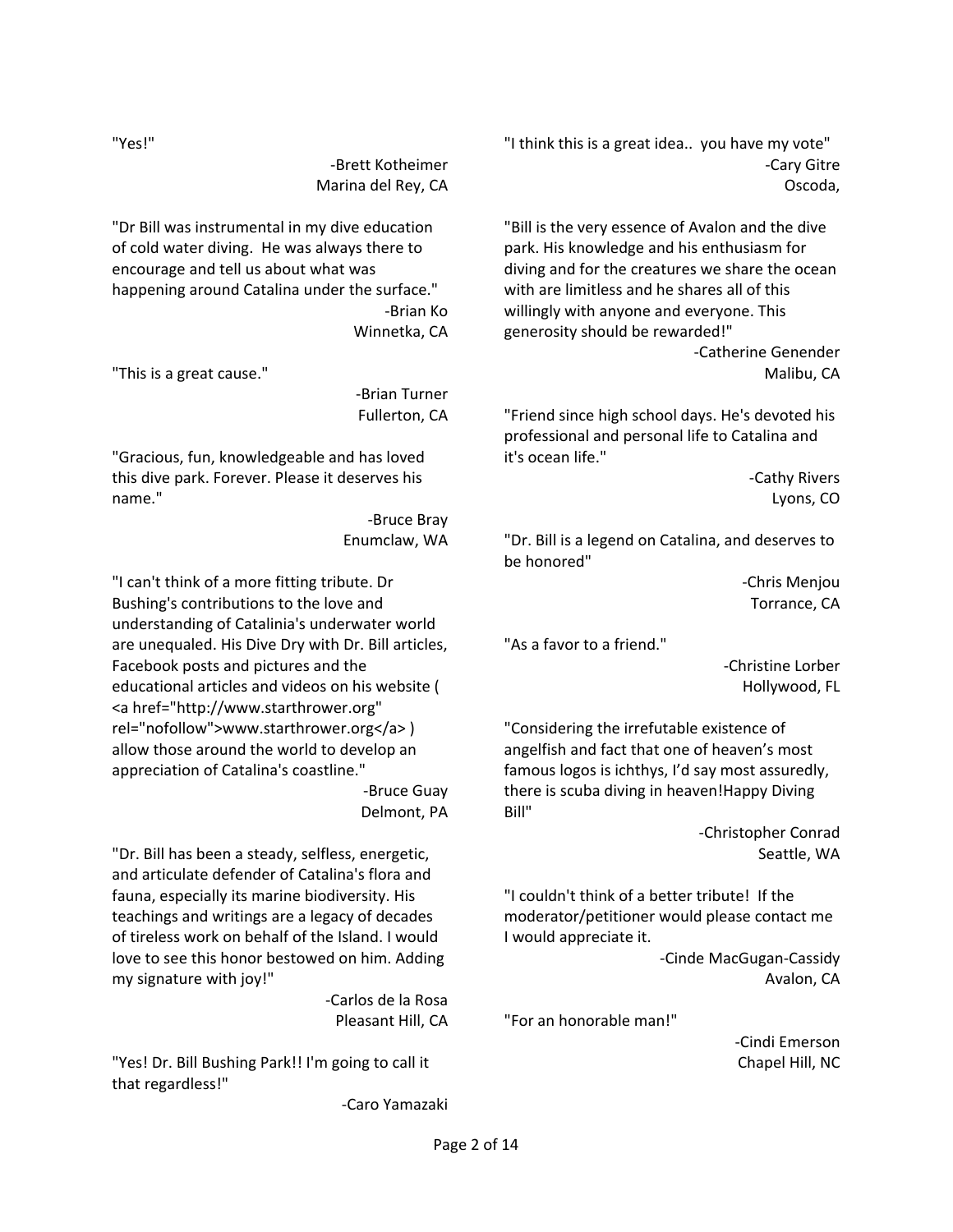"Yes!"

-Brett Kotheimer
Marina del Rey, CA

"Dr Bill was instrumental in my dive education of cold water diving. He was always there to encourage and tell us about what was happening around Catalina under the surface."

-Brian Ko
Winnetka, CA

"This is a great cause."

-Brian Turner
Fullerton, CA

"Gracious, fun, knowledgeable and has loved this dive park. Forever. Please it deserves his name."

-Bruce Bray
Enumclaw, WA

"I can't think of a more fitting tribute. Dr Bushing's contributions to the love and understanding of Catalinia's underwater world are unequaled. His Dive Dry with Dr. Bill articles, Facebook posts and pictures and the educational articles and videos on his website ( <a href="http://www.starthrower.org" rel="nofollow">www.starthrower.org</a> ) allow those around the world to develop an appreciation of Catalina's coastline."

-Bruce Guay
Delmont, PA

"Dr. Bill has been a steady, selfless, energetic, and articulate defender of Catalina's flora and fauna, especially its marine biodiversity. His teachings and writings are a legacy of decades of tireless work on behalf of the Island. I would love to see this honor bestowed on him. Adding my signature with joy!"

-Carlos de la Rosa
Pleasant Hill, CA

"Yes! Dr. Bill Bushing Park!! I'm going to call it that regardless!"

-Caro Yamazaki

"I think this is a great idea.. you have my vote"

-Cary Gitre
Oscoda,

"Bill is the very essence of Avalon and the dive park. His knowledge and his enthusiasm for diving and for the creatures we share the ocean with are limitless and he shares all of this willingly with anyone and everyone. This generosity should be rewarded!"

-Catherine Genender
Malibu, CA

"Friend since high school days. He's devoted his professional and personal life to Catalina and it's ocean life."

-Cathy Rivers
Lyons, CO

"Dr. Bill is a legend on Catalina, and deserves to be honored"

-Chris Menjou
Torrance, CA

"As a favor to a friend."

-Christine Lorber
Hollywood, FL

"Considering the irrefutable existence of angelfish and fact that one of heaven's most famous logos is ichthys, I'd say most assuredly, there is scuba diving in heaven!Happy Diving Bill"

-Christopher Conrad
Seattle, WA

"I couldn't think of a better tribute! If the moderator/petitioner would please contact me I would appreciate it.

-Cinde MacGugan-Cassidy
Avalon, CA

"For an honorable man!"

-Cindi Emerson
Chapel Hill, NC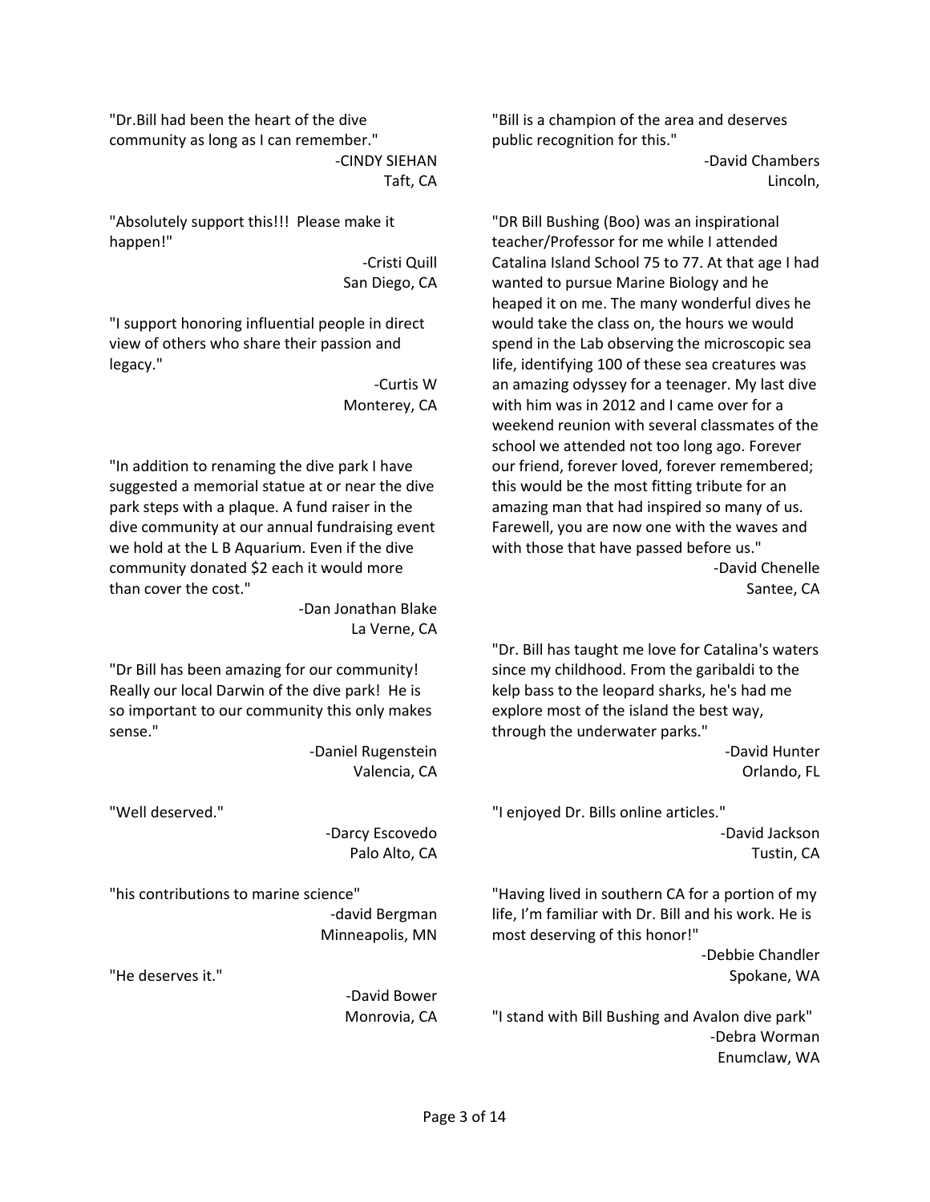"Dr.Bill had been the heart of the dive community as long as I can remember."

-CINDY SIEHAN
Taft, CA

"Absolutely support this!!! Please make it happen!"

-Cristi Quill
San Diego, CA

"I support honoring influential people in direct view of others who share their passion and legacy."

-Curtis W
Monterey, CA

"In addition to renaming the dive park I have suggested a memorial statue at or near the dive park steps with a plaque. A fund raiser in the dive community at our annual fundraising event we hold at the L B Aquarium. Even if the dive community donated $2 each it would more than cover the cost."

-Dan Jonathan Blake
La Verne, CA

"Dr Bill has been amazing for our community! Really our local Darwin of the dive park! He is so important to our community this only makes sense."

-Daniel Rugenstein
Valencia, CA

"Well deserved."

-Darcy Escovedo
Palo Alto, CA

"his contributions to marine science"

-david Bergman
Minneapolis, MN

"He deserves it."

-David Bower
Monrovia, CA

"Bill is a champion of the area and deserves public recognition for this."

-David Chambers
Lincoln,

"DR Bill Bushing (Boo) was an inspirational teacher/Professor for me while I attended Catalina Island School 75 to 77. At that age I had wanted to pursue Marine Biology and he heaped it on me. The many wonderful dives he would take the class on, the hours we would spend in the Lab observing the microscopic sea life, identifying 100 of these sea creatures was an amazing odyssey for a teenager. My last dive with him was in 2012 and I came over for a weekend reunion with several classmates of the school we attended not too long ago. Forever our friend, forever loved, forever remembered; this would be the most fitting tribute for an amazing man that had inspired so many of us. Farewell, you are now one with the waves and with those that have passed before us."

-David Chenelle
Santee, CA

"Dr. Bill has taught me love for Catalina's waters since my childhood. From the garibaldi to the kelp bass to the leopard sharks, he's had me explore most of the island the best way, through the underwater parks."

-David Hunter
Orlando, FL

"I enjoyed Dr. Bills online articles."

-David Jackson
Tustin, CA

"Having lived in southern CA for a portion of my life, I'm familiar with Dr. Bill and his work. He is most deserving of this honor!"

-Debbie Chandler
Spokane, WA

"I stand with Bill Bushing and Avalon dive park"

-Debra Worman
Enumclaw, WA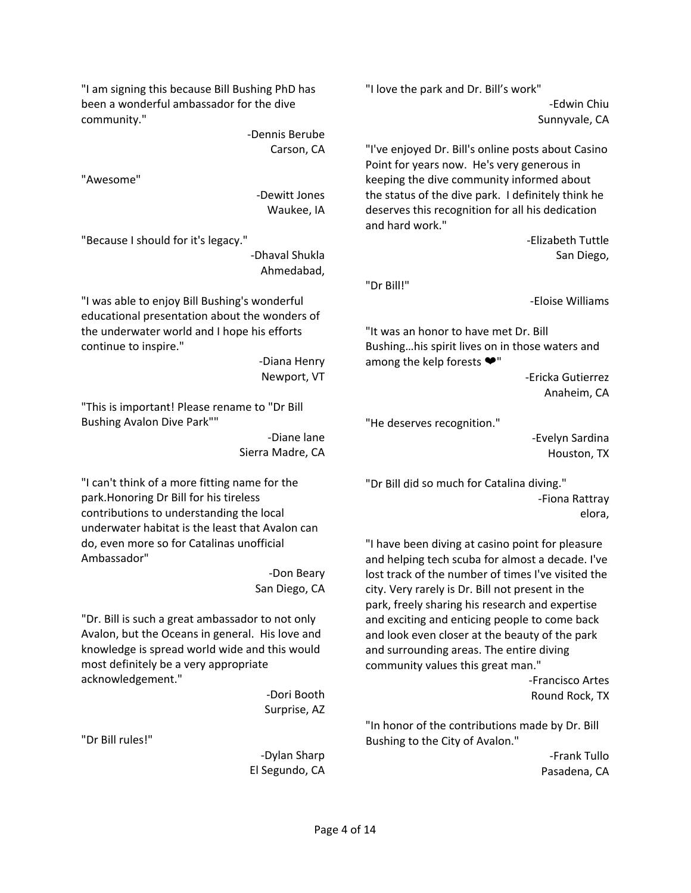"I am signing this because Bill Bushing PhD has been a wonderful ambassador for the dive community."

-Dennis Berube
Carson, CA

"Awesome"

-Dewitt Jones
Waukee, IA

"Because I should for it's legacy."

-Dhaval Shukla
Ahmedabad,

"I was able to enjoy Bill Bushing's wonderful educational presentation about the wonders of the underwater world and I hope his efforts continue to inspire."

-Diana Henry
Newport, VT

"This is important! Please rename to "Dr Bill Bushing Avalon Dive Park""

-Diane lane
Sierra Madre, CA

"I can't think of a more fitting name for the park.Honoring Dr Bill for his tireless contributions to understanding the local underwater habitat is the least that Avalon can do, even more so for Catalinas unofficial Ambassador"

-Don Beary
San Diego, CA

"Dr. Bill is such a great ambassador to not only Avalon, but the Oceans in general. His love and knowledge is spread world wide and this would most definitely be a very appropriate acknowledgement."

-Dori Booth
Surprise, AZ

"Dr Bill rules!"

-Dylan Sharp
El Segundo, CA

"I love the park and Dr. Bill's work"

-Edwin Chiu
Sunnyvale, CA

"I've enjoyed Dr. Bill's online posts about Casino Point for years now. He's very generous in keeping the dive community informed about the status of the dive park. I definitely think he deserves this recognition for all his dedication and hard work."

-Elizabeth Tuttle
San Diego,

"Dr Bill!"

-Eloise Williams

"It was an honor to have met Dr. Bill Bushing…his spirit lives on in those waters and among the kelp forests ❤"

-Ericka Gutierrez
Anaheim, CA

"He deserves recognition."

-Evelyn Sardina
Houston, TX

"Dr Bill did so much for Catalina diving."

-Fiona Rattray
elora,

"I have been diving at casino point for pleasure and helping tech scuba for almost a decade. I've lost track of the number of times I've visited the city. Very rarely is Dr. Bill not present in the park, freely sharing his research and expertise and exciting and enticing people to come back and look even closer at the beauty of the park and surrounding areas. The entire diving community values this great man."

-Francisco Artes
Round Rock, TX

"In honor of the contributions made by Dr. Bill Bushing to the City of Avalon."

-Frank Tullo
Pasadena, CA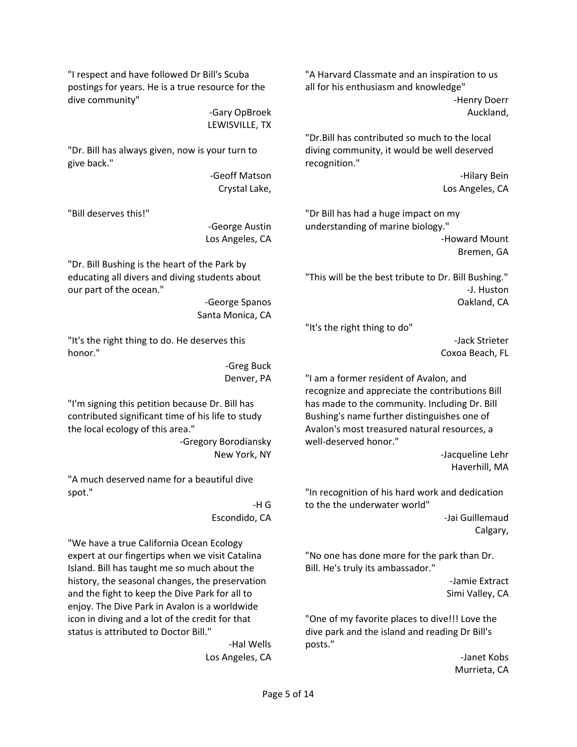"I respect and have followed Dr Bill's Scuba postings for years. He is a true resource for the dive community"

-Gary OpBroek
LEWISVILLE, TX

"Dr. Bill has always given, now is your turn to give back."

-Geoff Matson
Crystal Lake,

"Bill deserves this!"

-George Austin
Los Angeles, CA

"Dr. Bill Bushing is the heart of the Park by educating all divers and diving students about our part of the ocean."

-George Spanos
Santa Monica, CA

"It's the right thing to do. He deserves this honor."

-Greg Buck
Denver, PA

"I'm signing this petition because Dr. Bill has contributed significant time of his life to study the local ecology of this area."

-Gregory Borodiansky
New York, NY

"A much deserved name for a beautiful dive spot."

-H G
Escondido, CA

"We have a true California Ocean Ecology expert at our fingertips when we visit Catalina Island. Bill has taught me so much about the history, the seasonal changes, the preservation and the fight to keep the Dive Park for all to enjoy. The Dive Park in Avalon is a worldwide icon in diving and a lot of the credit for that status is attributed to Doctor Bill."

-Hal Wells
Los Angeles, CA

"A Harvard Classmate and an inspiration to us all for his enthusiasm and knowledge"

-Henry Doerr
Auckland,

"Dr.Bill has contributed so much to the local diving community, it would be well deserved recognition."

-Hilary Bein
Los Angeles, CA

"Dr Bill has had a huge impact on my understanding of marine biology."

-Howard Mount
Bremen, GA

"This will be the best tribute to Dr. Bill Bushing."

-J. Huston
Oakland, CA

"It's the right thing to do"

-Jack Strieter
Coxoa Beach, FL

"I am a former resident of Avalon, and recognize and appreciate the contributions Bill has made to the community. Including Dr. Bill Bushing's name further distinguishes one of Avalon's most treasured natural resources, a well-deserved honor."

-Jacqueline Lehr
Haverhill, MA

"In recognition of his hard work and dedication to the the underwater world"

-Jai Guillemaud
Calgary,

"No one has done more for the park than Dr. Bill. He's truly its ambassador."

-Jamie Extract
Simi Valley, CA

"One of my favorite places to dive!!! Love the dive park and the island and reading Dr Bill's posts."

-Janet Kobs
Murrieta, CA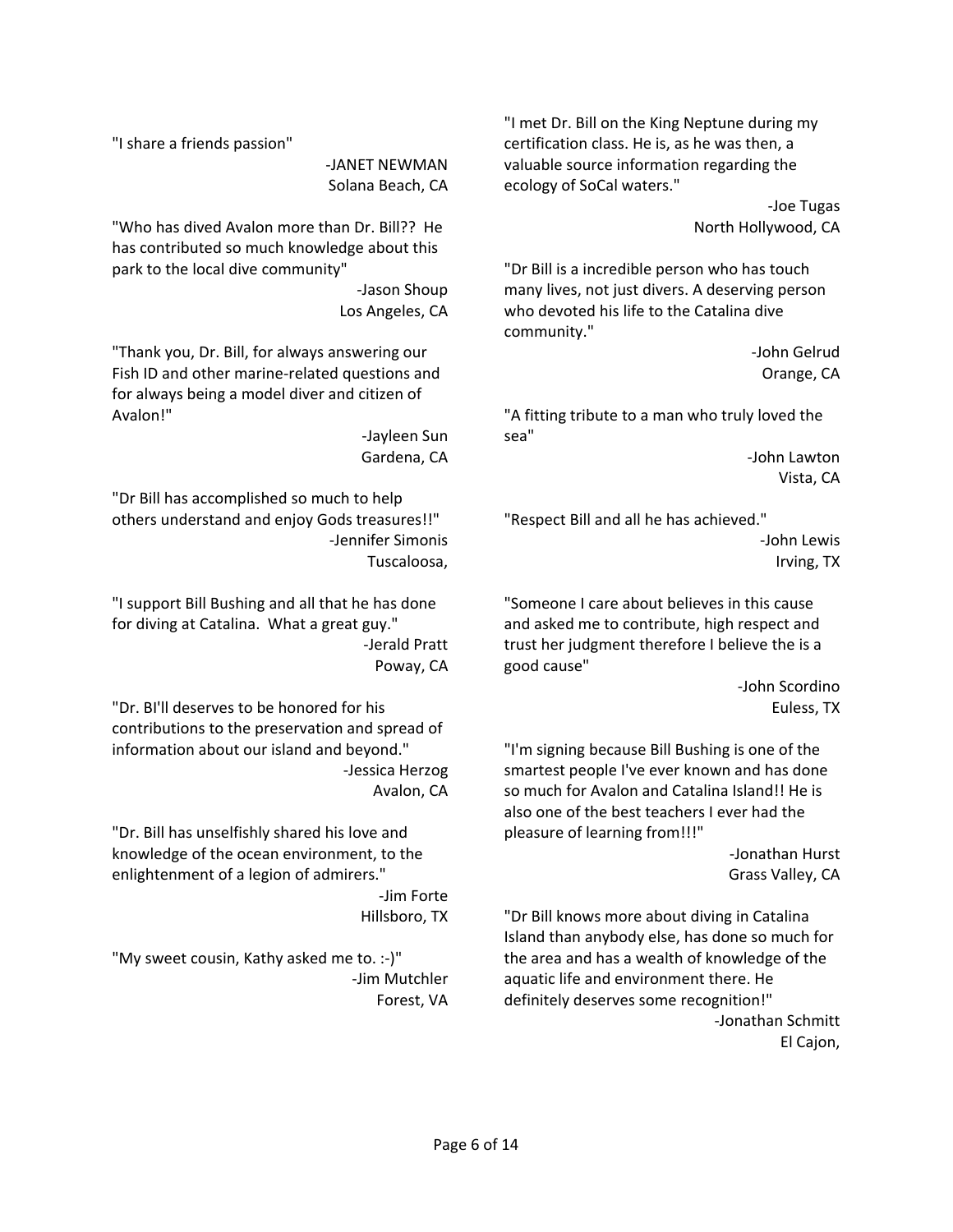"I share a friends passion"

-JANET NEWMAN
Solana Beach, CA

"Who has dived Avalon more than Dr. Bill?? He has contributed so much knowledge about this park to the local dive community"

-Jason Shoup
Los Angeles, CA

"Thank you, Dr. Bill, for always answering our Fish ID and other marine-related questions and for always being a model diver and citizen of Avalon!"

-Jayleen Sun
Gardena, CA

"Dr Bill has accomplished so much to help others understand and enjoy Gods treasures!!"

-Jennifer Simonis
Tuscaloosa,

"I support Bill Bushing and all that he has done for diving at Catalina. What a great guy."

-Jerald Pratt
Poway, CA

"Dr. BI'll deserves to be honored for his contributions to the preservation and spread of information about our island and beyond."

-Jessica Herzog
Avalon, CA

"Dr. Bill has unselfishly shared his love and knowledge of the ocean environment, to the enlightenment of a legion of admirers."

-Jim Forte
Hillsboro, TX

"My sweet cousin, Kathy asked me to. :-)"

-Jim Mutchler
Forest, VA

"I met Dr. Bill on the King Neptune during my certification class. He is, as he was then, a valuable source information regarding the ecology of SoCal waters."

-Joe Tugas
North Hollywood, CA

"Dr Bill is a incredible person who has touch many lives, not just divers. A deserving person who devoted his life to the Catalina dive community."

-John Gelrud
Orange, CA

"A fitting tribute to a man who truly loved the sea"

-John Lawton
Vista, CA

"Respect Bill and all he has achieved."

-John Lewis
Irving, TX

"Someone I care about believes in this cause and asked me to contribute, high respect and trust her judgment therefore I believe the is a good cause"

-John Scordino
Euless, TX

"I'm signing because Bill Bushing is one of the smartest people I've ever known and has done so much for Avalon and Catalina Island!! He is also one of the best teachers I ever had the pleasure of learning from!!!"

-Jonathan Hurst
Grass Valley, CA

"Dr Bill knows more about diving in Catalina Island than anybody else, has done so much for the area and has a wealth of knowledge of the aquatic life and environment there. He definitely deserves some recognition!"

-Jonathan Schmitt
El Cajon,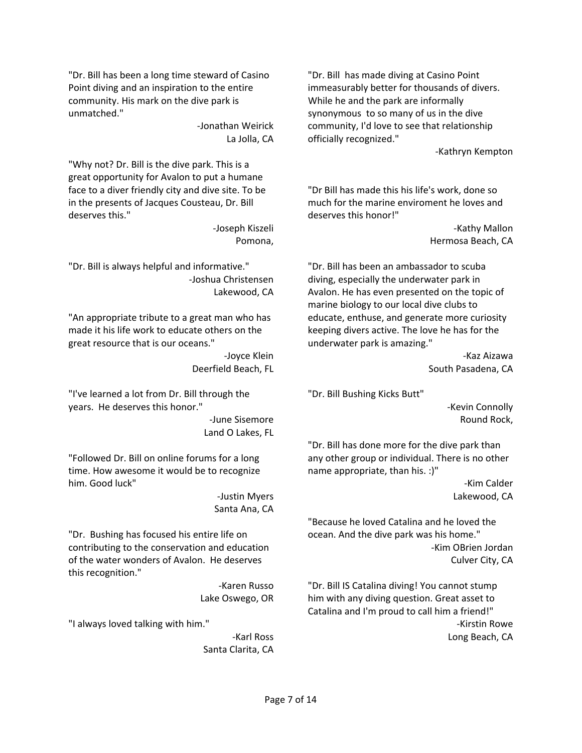"Dr. Bill has been a long time steward of Casino Point diving and an inspiration to the entire community. His mark on the dive park is unmatched."

-Jonathan Weirick
La Jolla, CA

"Why not? Dr. Bill is the dive park. This is a great opportunity for Avalon to put a humane face to a diver friendly city and dive site. To be in the presents of Jacques Cousteau, Dr. Bill deserves this."

-Joseph Kiszeli
Pomona,

"Dr. Bill is always helpful and informative."

-Joshua Christensen
Lakewood, CA

"An appropriate tribute to a great man who has made it his life work to educate others on the great resource that is our oceans."

-Joyce Klein
Deerfield Beach, FL

"I've learned a lot from Dr. Bill through the years. He deserves this honor."

-June Sisemore
Land O Lakes, FL

"Followed Dr. Bill on online forums for a long time. How awesome it would be to recognize him. Good luck"

-Justin Myers
Santa Ana, CA

"Dr. Bushing has focused his entire life on contributing to the conservation and education of the water wonders of Avalon. He deserves this recognition."

-Karen Russo
Lake Oswego, OR

"I always loved talking with him."

-Karl Ross
Santa Clarita, CA

"Dr. Bill has made diving at Casino Point immeasurably better for thousands of divers. While he and the park are informally synonymous to so many of us in the dive community, I'd love to see that relationship officially recognized."

-Kathryn Kempton

"Dr Bill has made this his life's work, done so much for the marine enviroment he loves and deserves this honor!"

-Kathy Mallon
Hermosa Beach, CA

"Dr. Bill has been an ambassador to scuba diving, especially the underwater park in Avalon. He has even presented on the topic of marine biology to our local dive clubs to educate, enthuse, and generate more curiosity keeping divers active. The love he has for the underwater park is amazing."

-Kaz Aizawa
South Pasadena, CA

"Dr. Bill Bushing Kicks Butt"

-Kevin Connolly
Round Rock,

"Dr. Bill has done more for the dive park than any other group or individual. There is no other name appropriate, than his. :)"

-Kim Calder
Lakewood, CA

"Because he loved Catalina and he loved the ocean. And the dive park was his home."

-Kim OBrien Jordan
Culver City, CA

"Dr. Bill IS Catalina diving! You cannot stump him with any diving question. Great asset to Catalina and I'm proud to call him a friend!"

-Kirstin Rowe
Long Beach, CA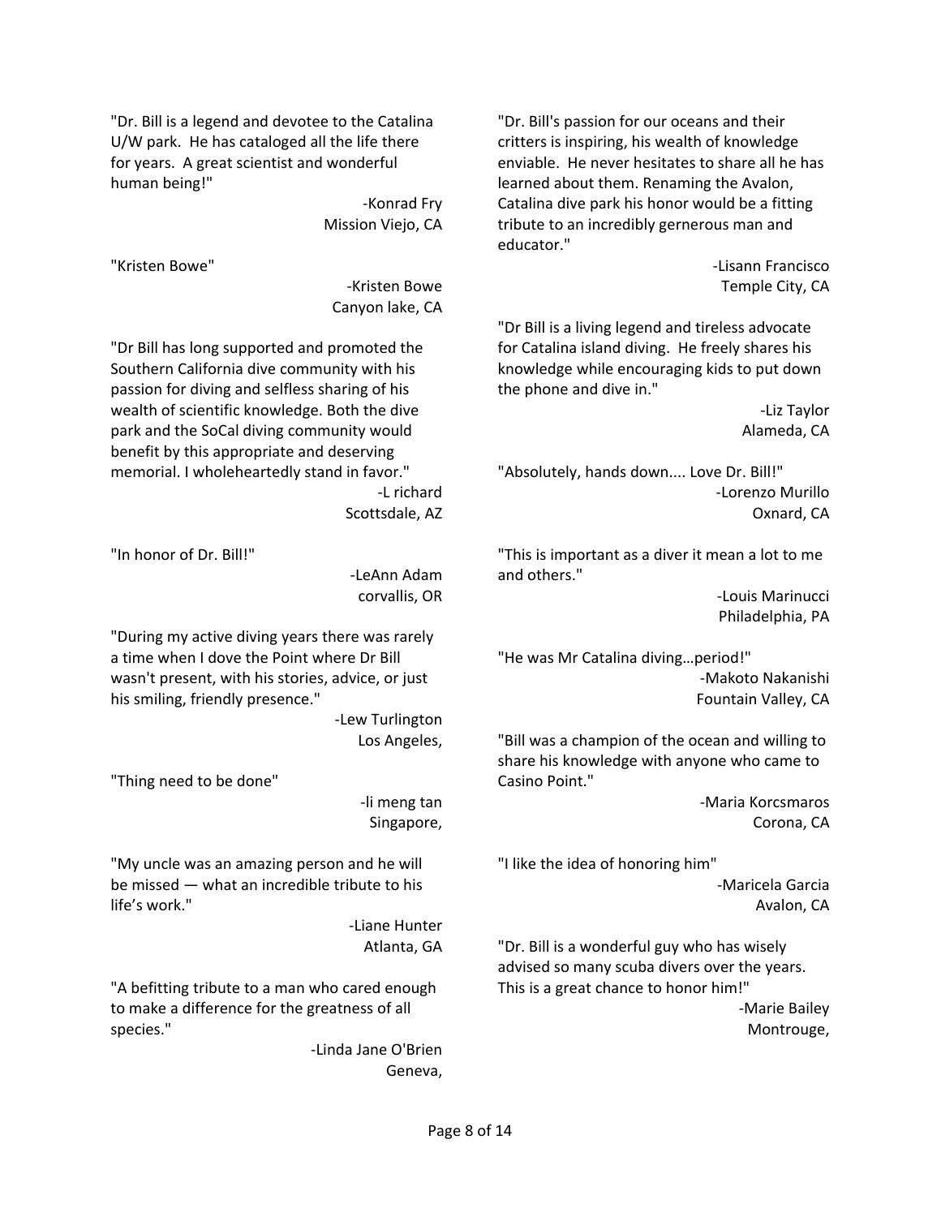"Dr. Bill is a legend and devotee to the Catalina U/W park. He has cataloged all the life there for years. A great scientist and wonderful human being!"

-Konrad Fry
Mission Viejo, CA

"Kristen Bowe"

-Kristen Bowe
Canyon lake, CA

"Dr Bill has long supported and promoted the Southern California dive community with his passion for diving and selfless sharing of his wealth of scientific knowledge. Both the dive park and the SoCal diving community would benefit by this appropriate and deserving memorial. I wholeheartedly stand in favor."

-L richard
Scottsdale, AZ

"In honor of Dr. Bill!"

-LeAnn Adam
corvallis, OR

"During my active diving years there was rarely a time when I dove the Point where Dr Bill wasn't present, with his stories, advice, or just his smiling, friendly presence."

-Lew Turlington
Los Angeles,

"Thing need to be done"

-li meng tan
Singapore,

"My uncle was an amazing person and he will be missed — what an incredible tribute to his life's work."

-Liane Hunter
Atlanta, GA

"A befitting tribute to a man who cared enough to make a difference for the greatness of all species."

-Linda Jane O'Brien
Geneva,

"Dr. Bill's passion for our oceans and their critters is inspiring, his wealth of knowledge enviable. He never hesitates to share all he has learned about them. Renaming the Avalon, Catalina dive park his honor would be a fitting tribute to an incredibly gernerous man and educator."

-Lisann Francisco
Temple City, CA

"Dr Bill is a living legend and tireless advocate for Catalina island diving. He freely shares his knowledge while encouraging kids to put down the phone and dive in."

-Liz Taylor
Alameda, CA

"Absolutely, hands down.... Love Dr. Bill!"

-Lorenzo Murillo
Oxnard, CA

"This is important as a diver it mean a lot to me and others."

-Louis Marinucci
Philadelphia, PA

"He was Mr Catalina diving…period!"

-Makoto Nakanishi
Fountain Valley, CA

"Bill was a champion of the ocean and willing to share his knowledge with anyone who came to Casino Point."

-Maria Korcsmaros
Corona, CA

"I like the idea of honoring him"

-Maricela Garcia
Avalon, CA

"Dr. Bill is a wonderful guy who has wisely advised so many scuba divers over the years. This is a great chance to honor him!"

-Marie Bailey
Montrouge,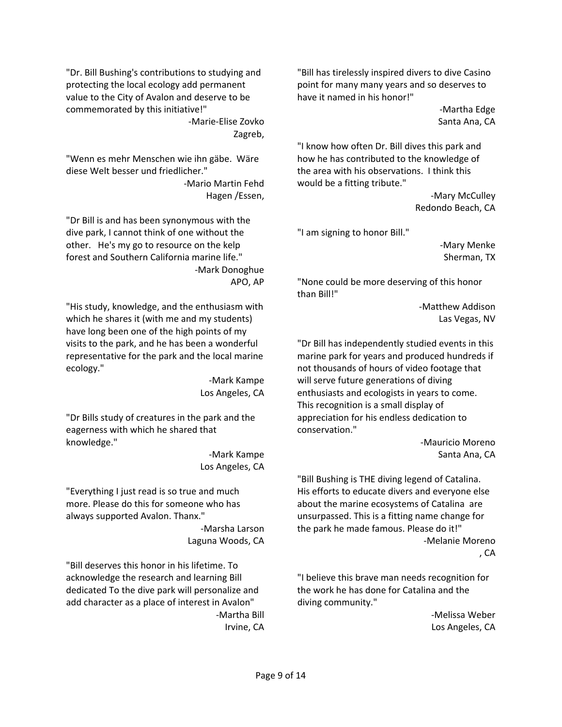"Dr. Bill Bushing's contributions to studying and protecting the local ecology add permanent value to the City of Avalon and deserve to be commemorated by this initiative!"

-Marie-Elise Zovko
Zagreb,

"Wenn es mehr Menschen wie ihn gäbe. Wäre diese Welt besser und friedlicher."

-Mario Martin Fehd
Hagen /Essen,

"Dr Bill is and has been synonymous with the dive park, I cannot think of one without the other. He's my go to resource on the kelp forest and Southern California marine life."

-Mark Donoghue
APO, AP

"His study, knowledge, and the enthusiasm with which he shares it (with me and my students) have long been one of the high points of my visits to the park, and he has been a wonderful representative for the park and the local marine ecology."

-Mark Kampe
Los Angeles, CA

"Dr Bills study of creatures in the park and the eagerness with which he shared that knowledge."

-Mark Kampe
Los Angeles, CA

"Everything I just read is so true and much more. Please do this for someone who has always supported Avalon. Thanx."

-Marsha Larson
Laguna Woods, CA

"Bill deserves this honor in his lifetime. To acknowledge the research and learning Bill dedicated To the dive park will personalize and add character as a place of interest in Avalon"

-Martha Bill
Irvine, CA

"Bill has tirelessly inspired divers to dive Casino point for many many years and so deserves to have it named in his honor!"

-Martha Edge
Santa Ana, CA

"I know how often Dr. Bill dives this park and how he has contributed to the knowledge of the area with his observations. I think this would be a fitting tribute."

-Mary McCulley
Redondo Beach, CA

"I am signing to honor Bill."

-Mary Menke
Sherman, TX

"None could be more deserving of this honor than Bill!"

-Matthew Addison
Las Vegas, NV

"Dr Bill has independently studied events in this marine park for years and produced hundreds if not thousands of hours of video footage that will serve future generations of diving enthusiasts and ecologists in years to come. This recognition is a small display of appreciation for his endless dedication to conservation."

-Mauricio Moreno
Santa Ana, CA

"Bill Bushing is THE diving legend of Catalina. His efforts to educate divers and everyone else about the marine ecosystems of Catalina are unsurpassed. This is a fitting name change for the park he made famous. Please do it!"

-Melanie Moreno
, CA

"I believe this brave man needs recognition for the work he has done for Catalina and the diving community."

-Melissa Weber
Los Angeles, CA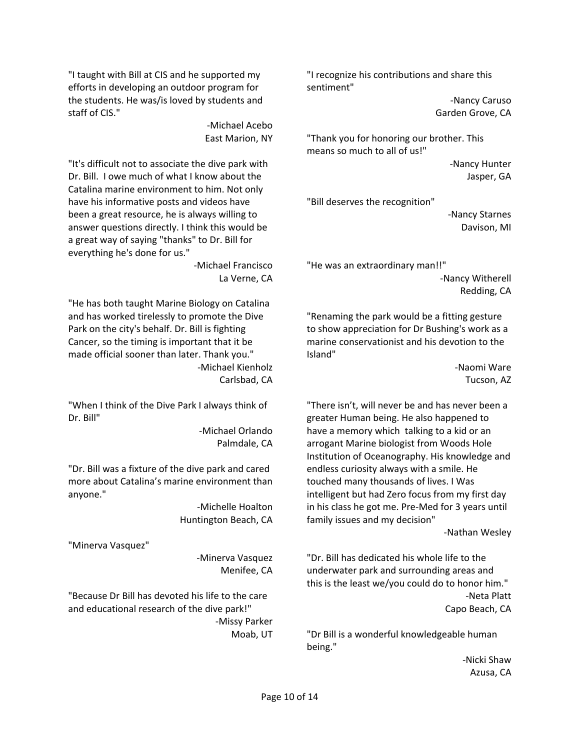"I taught with Bill at CIS and he supported my efforts in developing an outdoor program for the students. He was/is loved by students and staff of CIS."

-Michael Acebo
East Marion, NY

"It's difficult not to associate the dive park with Dr. Bill. I owe much of what I know about the Catalina marine environment to him. Not only have his informative posts and videos have been a great resource, he is always willing to answer questions directly. I think this would be a great way of saying "thanks" to Dr. Bill for everything he's done for us."

-Michael Francisco
La Verne, CA

"He has both taught Marine Biology on Catalina and has worked tirelessly to promote the Dive Park on the city's behalf. Dr. Bill is fighting Cancer, so the timing is important that it be made official sooner than later. Thank you."

-Michael Kienholz
Carlsbad, CA

"When I think of the Dive Park I always think of Dr. Bill"

-Michael Orlando
Palmdale, CA

"Dr. Bill was a fixture of the dive park and cared more about Catalina's marine environment than anyone."

-Michelle Hoalton
Huntington Beach, CA

"Minerva Vasquez"

-Minerva Vasquez
Menifee, CA

"Because Dr Bill has devoted his life to the care and educational research of the dive park!"

-Missy Parker
Moab, UT

"I recognize his contributions and share this sentiment"

-Nancy Caruso
Garden Grove, CA

"Thank you for honoring our brother. This means so much to all of us!"

-Nancy Hunter
Jasper, GA

"Bill deserves the recognition"

-Nancy Starnes
Davison, MI

"He was an extraordinary man!!"

-Nancy Witherell
Redding, CA

"Renaming the park would be a fitting gesture to show appreciation for Dr Bushing's work as a marine conservationist and his devotion to the Island"

-Naomi Ware
Tucson, AZ

"There isn't, will never be and has never been a greater Human being. He also happened to have a memory which talking to a kid or an arrogant Marine biologist from Woods Hole Institution of Oceanography. His knowledge and endless curiosity always with a smile. He touched many thousands of lives. I Was intelligent but had Zero focus from my first day in his class he got me. Pre-Med for 3 years until family issues and my decision"

-Nathan Wesley

"Dr. Bill has dedicated his whole life to the underwater park and surrounding areas and this is the least we/you could do to honor him."

-Neta Platt
Capo Beach, CA

"Dr Bill is a wonderful knowledgeable human being."

-Nicki Shaw
Azusa, CA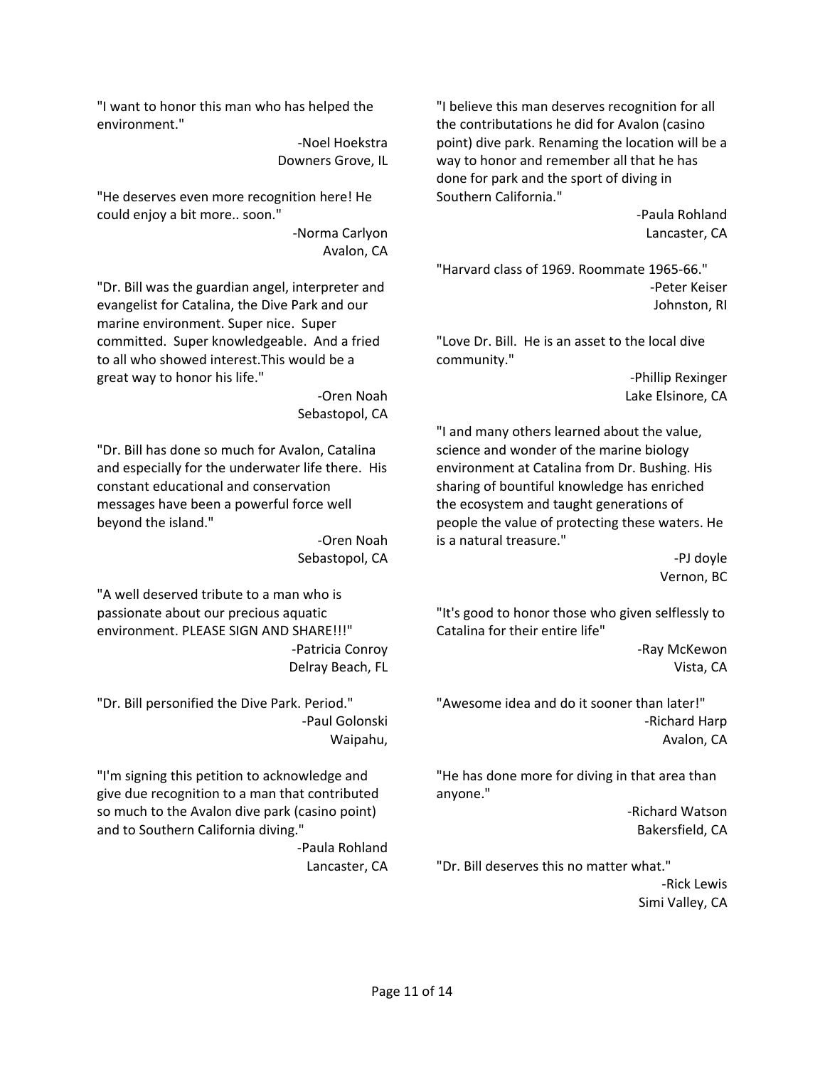"I want to honor this man who has helped the environment."

-Noel Hoekstra
Downers Grove, IL

"He deserves even more recognition here! He could enjoy a bit more.. soon."

-Norma Carlyon
Avalon, CA

"Dr. Bill was the guardian angel, interpreter and evangelist for Catalina, the Dive Park and our marine environment. Super nice. Super committed. Super knowledgeable. And a fried to all who showed interest.This would be a great way to honor his life."

-Oren Noah
Sebastopol, CA

"Dr. Bill has done so much for Avalon, Catalina and especially for the underwater life there. His constant educational and conservation messages have been a powerful force well beyond the island."

-Oren Noah
Sebastopol, CA

"A well deserved tribute to a man who is passionate about our precious aquatic environment. PLEASE SIGN AND SHARE!!!"

-Patricia Conroy
Delray Beach, FL

"Dr. Bill personified the Dive Park. Period."

-Paul Golonski
Waipahu,

"I'm signing this petition to acknowledge and give due recognition to a man that contributed so much to the Avalon dive park (casino point) and to Southern California diving."

-Paula Rohland
Lancaster, CA

"I believe this man deserves recognition for all the contributations he did for Avalon (casino point) dive park. Renaming the location will be a way to honor and remember all that he has done for park and the sport of diving in Southern California."

-Paula Rohland
Lancaster, CA

"Harvard class of 1969. Roommate 1965-66."

-Peter Keiser
Johnston, RI

"Love Dr. Bill. He is an asset to the local dive community."

-Phillip Rexinger
Lake Elsinore, CA

"I and many others learned about the value, science and wonder of the marine biology environment at Catalina from Dr. Bushing. His sharing of bountiful knowledge has enriched the ecosystem and taught generations of people the value of protecting these waters. He is a natural treasure."

-PJ doyle
Vernon, BC

"It's good to honor those who given selflessly to Catalina for their entire life"

-Ray McKewon
Vista, CA

"Awesome idea and do it sooner than later!"

-Richard Harp
Avalon, CA

"He has done more for diving in that area than anyone."

-Richard Watson
Bakersfield, CA

"Dr. Bill deserves this no matter what."

-Rick Lewis
Simi Valley, CA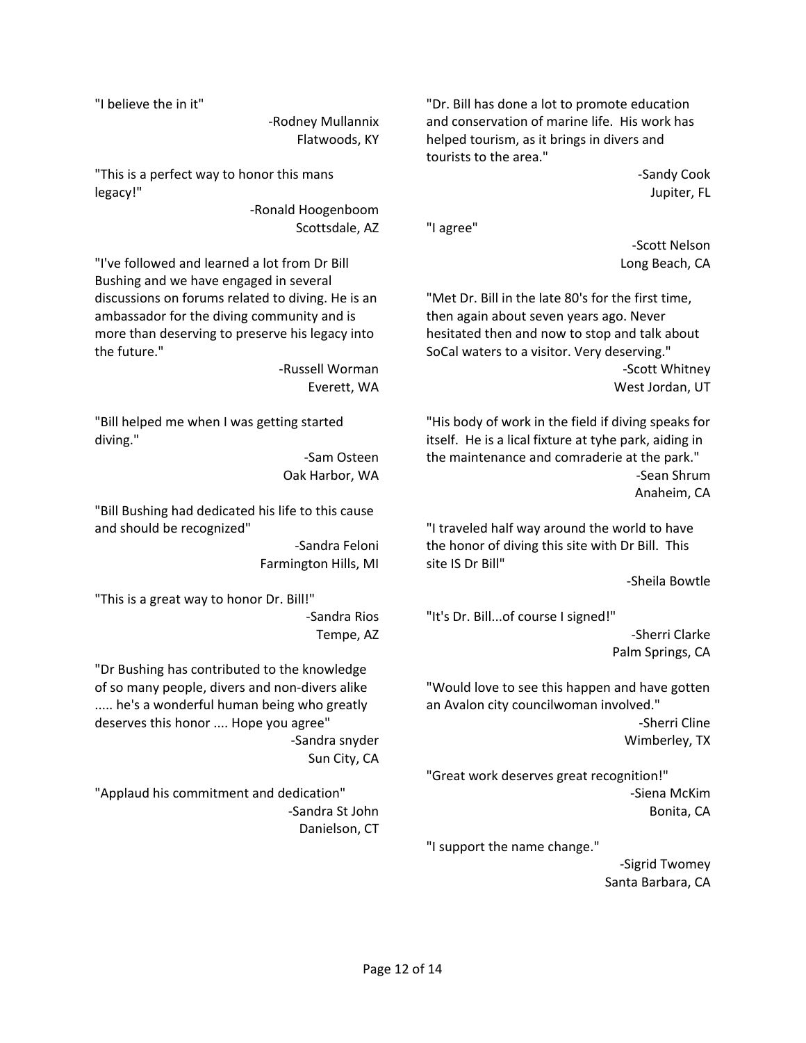"I believe the in it"

-Rodney Mullannix
Flatwoods, KY

"This is a perfect way to honor this mans legacy!"

-Ronald Hoogenboom
Scottsdale, AZ

"I've followed and learned a lot from Dr Bill Bushing and we have engaged in several discussions on forums related to diving. He is an ambassador for the diving community and is more than deserving to preserve his legacy into the future."

-Russell Worman
Everett, WA

"Bill helped me when I was getting started diving."

-Sam Osteen
Oak Harbor, WA

"Bill Bushing had dedicated his life to this cause and should be recognized"

-Sandra Feloni
Farmington Hills, MI

"This is a great way to honor Dr. Bill!"

-Sandra Rios
Tempe, AZ

"Dr Bushing has contributed to the knowledge of so many people, divers and non-divers alike ..... he's a wonderful human being who greatly deserves this honor .... Hope you agree"

-Sandra snyder
Sun City, CA

"Applaud his commitment and dedication"

-Sandra St John
Danielson, CT

"Dr. Bill has done a lot to promote education and conservation of marine life. His work has helped tourism, as it brings in divers and tourists to the area."

-Sandy Cook
Jupiter, FL

"I agree"

-Scott Nelson
Long Beach, CA

"Met Dr. Bill in the late 80's for the first time, then again about seven years ago. Never hesitated then and now to stop and talk about SoCal waters to a visitor. Very deserving."

-Scott Whitney
West Jordan, UT

"His body of work in the field if diving speaks for itself. He is a lical fixture at tyhe park, aiding in the maintenance and comraderie at the park."

-Sean Shrum
Anaheim, CA

"I traveled half way around the world to have the honor of diving this site with Dr Bill. This site IS Dr Bill"

-Sheila Bowtle

"It's Dr. Bill...of course I signed!"

-Sherri Clarke
Palm Springs, CA

"Would love to see this happen and have gotten an Avalon city councilwoman involved."

-Sherri Cline
Wimberley, TX

"Great work deserves great recognition!"

-Siena McKim
Bonita, CA

"I support the name change."

-Sigrid Twomey
Santa Barbara, CA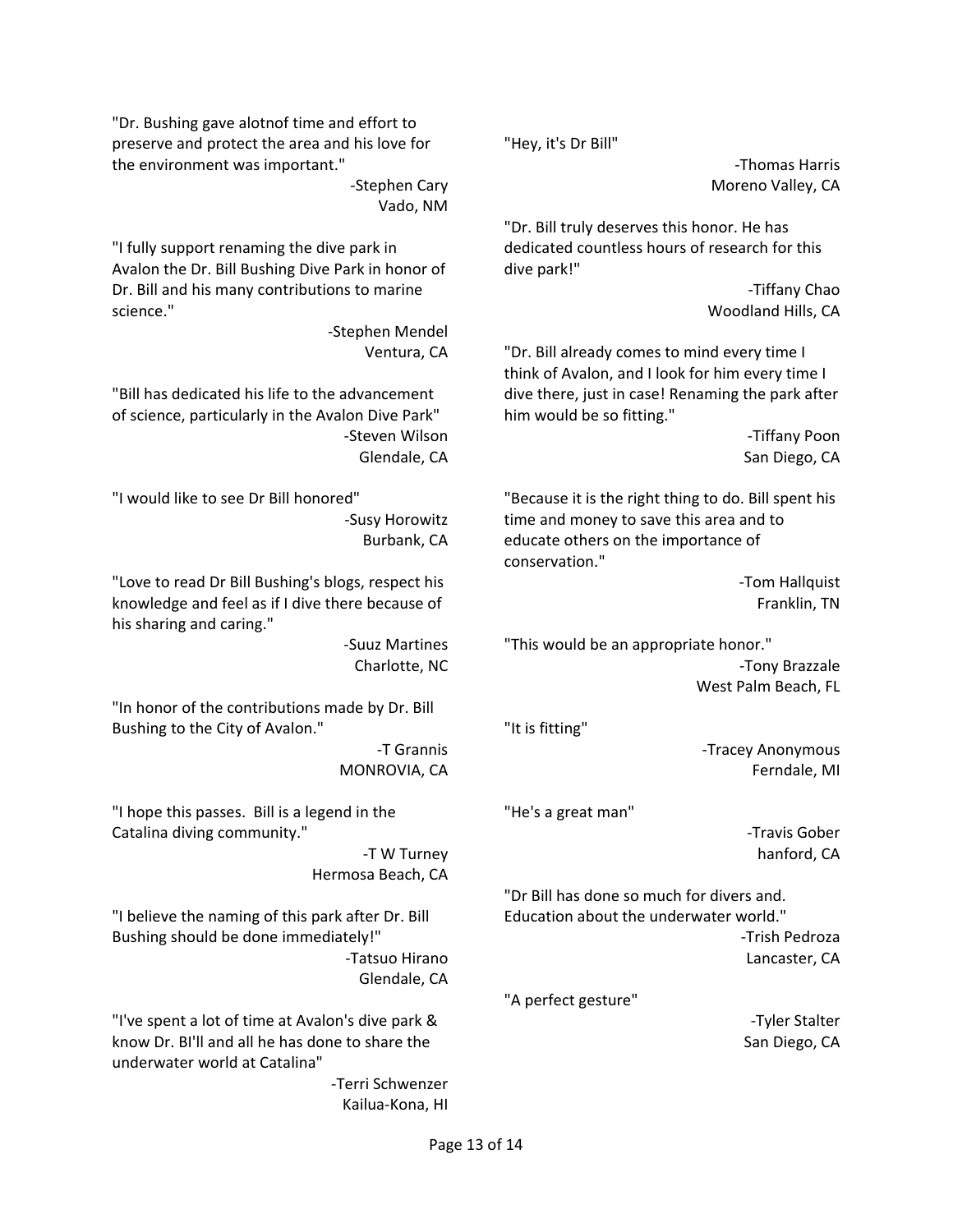"Dr. Bushing gave alotnof time and effort to preserve and protect the area and his love for the environment was important."

-Stephen Cary
Vado, NM

"I fully support renaming the dive park in Avalon the Dr. Bill Bushing Dive Park in honor of Dr. Bill and his many contributions to marine science."

-Stephen Mendel
Ventura, CA

"Bill has dedicated his life to the advancement of science, particularly in the Avalon Dive Park"

-Steven Wilson
Glendale, CA

"I would like to see Dr Bill honored"

-Susy Horowitz
Burbank, CA

"Love to read Dr Bill Bushing's blogs, respect his knowledge and feel as if I dive there because of his sharing and caring."

-Suuz Martines
Charlotte, NC

"In honor of the contributions made by Dr. Bill Bushing to the City of Avalon."

-T Grannis
MONROVIA, CA

"I hope this passes. Bill is a legend in the Catalina diving community."

-T W Turney
Hermosa Beach, CA

"I believe the naming of this park after Dr. Bill Bushing should be done immediately!"

-Tatsuo Hirano
Glendale, CA

"I've spent a lot of time at Avalon's dive park & know Dr. BI'll and all he has done to share the underwater world at Catalina"

-Terri Schwenzer
Kailua-Kona, HI

"Hey, it's Dr Bill"

-Thomas Harris
Moreno Valley, CA

"Dr. Bill truly deserves this honor. He has dedicated countless hours of research for this dive park!"

-Tiffany Chao
Woodland Hills, CA

"Dr. Bill already comes to mind every time I think of Avalon, and I look for him every time I dive there, just in case! Renaming the park after him would be so fitting."

-Tiffany Poon
San Diego, CA

"Because it is the right thing to do. Bill spent his time and money to save this area and to educate others on the importance of conservation."

-Tom Hallquist
Franklin, TN

"This would be an appropriate honor."

-Tony Brazzale
West Palm Beach, FL

"It is fitting"

-Tracey Anonymous
Ferndale, MI

"He's a great man"

-Travis Gober
hanford, CA

"Dr Bill has done so much for divers and. Education about the underwater world."

-Trish Pedroza
Lancaster, CA

"A perfect gesture"

-Tyler Stalter
San Diego, CA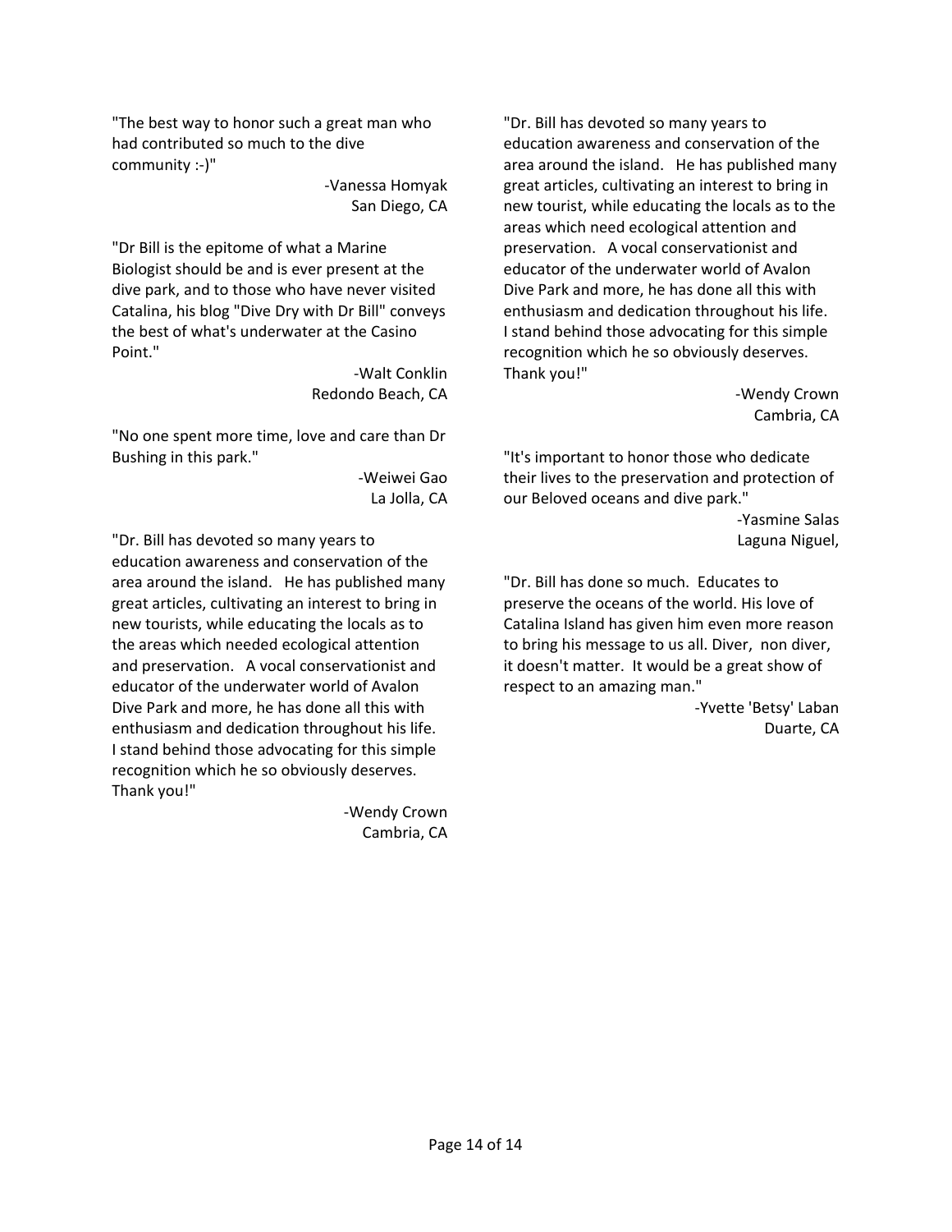"The best way to honor such a great man who had contributed so much to the dive community :-)"

-Vanessa Homyak
San Diego, CA

"Dr Bill is the epitome of what a Marine Biologist should be and is ever present at the dive park, and to those who have never visited Catalina, his blog "Dive Dry with Dr Bill" conveys the best of what's underwater at the Casino Point."

-Walt Conklin
Redondo Beach, CA

"No one spent more time, love and care than Dr Bushing in this park."

-Weiwei Gao
La Jolla, CA

"Dr. Bill has devoted so many years to education awareness and conservation of the area around the island.  He has published many great articles, cultivating an interest to bring in new tourists, while educating the locals as to the areas which needed ecological attention and preservation.  A vocal conservationist and educator of the underwater world of Avalon Dive Park and more, he has done all this with enthusiasm and dedication throughout his life. I stand behind those advocating for this simple recognition which he so obviously deserves. Thank you!"

-Wendy Crown
Cambria, CA

"Dr. Bill has devoted so many years to education awareness and conservation of the area around the island.  He has published many great articles, cultivating an interest to bring in new tourist, while educating the locals as to the areas which need ecological attention and preservation.  A vocal conservationist and educator of the underwater world of Avalon Dive Park and more, he has done all this with enthusiasm and dedication throughout his life. I stand behind those advocating for this simple recognition which he so obviously deserves. Thank you!"

-Wendy Crown
Cambria, CA

"It's important to honor those who dedicate their lives to the preservation and protection of our Beloved oceans and dive park."

-Yasmine Salas
Laguna Niguel,

"Dr. Bill has done so much.  Educates to preserve the oceans of the world. His love of Catalina Island has given him even more reason to bring his message to us all. Diver,  non diver, it doesn't matter.  It would be a great show of respect to an amazing man."

-Yvette 'Betsy' Laban
Duarte, CA